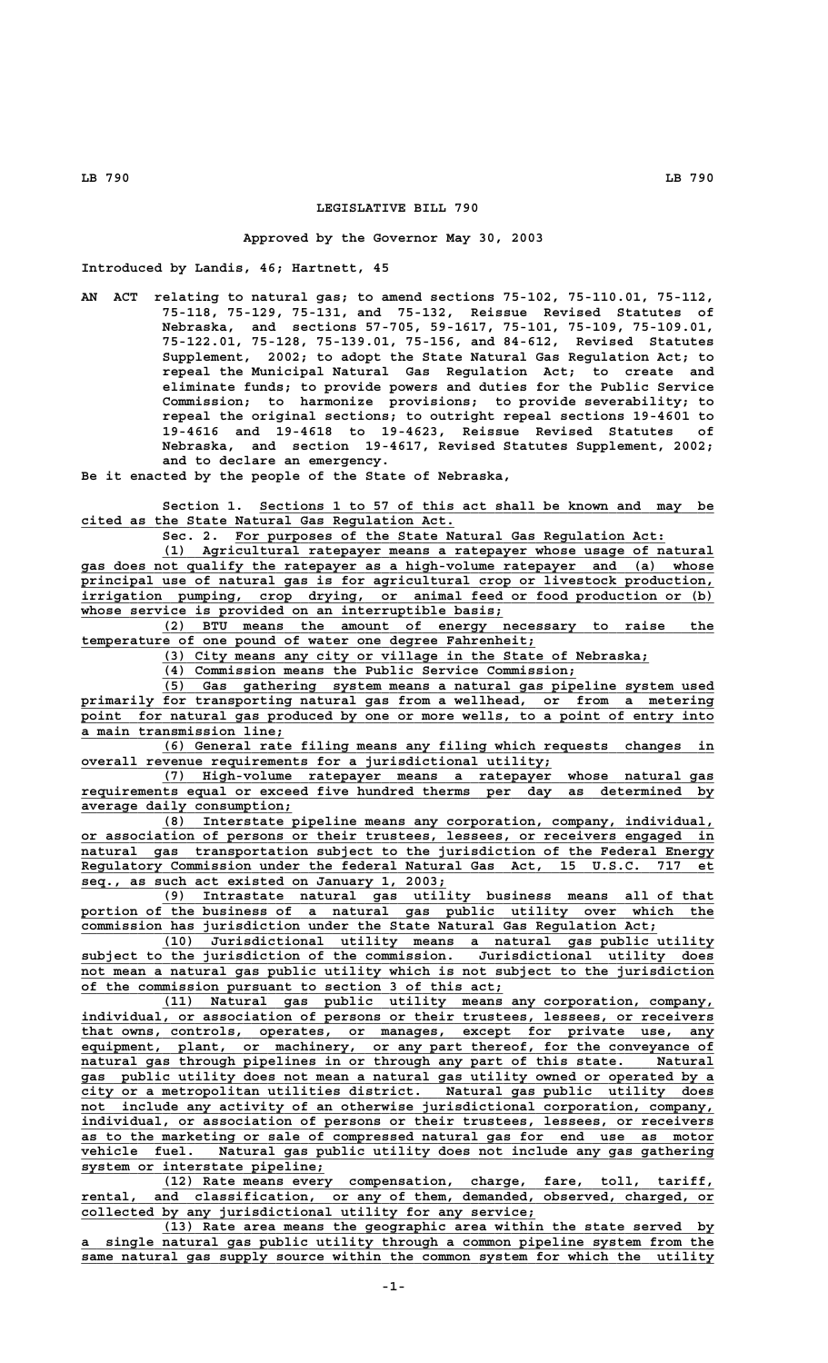# LEGISLATIVE BILL 790

**Approved by the Governor May 30, 2003**

Introduced by Landis, 46; Hartnett, 45

AN ACT relating to natural gas; to amend sections 75-102, 75-110.01, 75-112, 75-118, 75-129, 75-131, and 75-132, Reissue Revised Statutes of Nebraska, and sections 57-705, 59-1617, 75-101, 75-109, 75-109.01, 75-122.01, 75-128, 75-139.01, 75-156, and 84-612, Revised Statutes Supplement, 2002; to adopt the State Natural Gas Regulation Act; to repeal the Municipal Natural Gas Regulation Act; to create and eliminate funds; to provide powers and duties for the Public Service Commission; to harmonize provisions; to provide severability; to repeal the original sections; to outright repeal sections 19-4601 to 19-4616 and 19-4618 to 19-4623, Reissue Revised Statutes of Nebraska, and section 19-4617, Revised Statutes Supplement, 2002; and to declare an emergency.

Be it enacted by the people of the State of Nebraska,

Section 1. Sections 1 to 57 of this act shall be known and may be cited as the State Natural Gas Regulation Act.

Sec. 2. For purposes of the State Natural Gas Regulation Act:

(1) Agricultural ratepayer means a ratepayer whose usage of natural gas does not qualify the ratepayer as a high-volume ratepayer and (a) whose principal use of natural gas is for agricultural crop or livestock production, irrigation pumping, crop drying, or animal feed or food production or (b) whose service is provided on an interruptible basis;

(2) BTU means the amount of energy necessary to raise the temperature of one pound of water one degree Fahrenheit;

(3) City means any city or village in the State of Nebraska;

(4) Commission means the Public Service Commission;

(5) Gas gathering system means a natural gas pipeline system used primarily for transporting natural gas from a wellhead, or from a metering point for natural gas produced by one or more wells, to a point of entry into a main transmission line;

(6) General rate filing means any filing which requests changes in overall revenue requirements for a jurisdictional utility;

(7) High-volume ratepayer means a ratepayer whose natural gas requirements equal or exceed five hundred therms per day as determined by average daily consumption;

(8) Interstate pipeline means any corporation, company, individual, or association of persons or their trustees, lessees, or receivers engaged in natural gas transportation subject to the jurisdiction of the Federal Energy Regulatory Commission under the federal Natural Gas Act, 15 U.S.C. 717 et seq., as such act existed on January 1, 2003;

(9) Intrastate natural gas utility business means all of that portion of the business of a natural gas public utility over which the commission has jurisdiction under the State Natural Gas Regulation Act;

(10) Jurisdictional utility means a natural gas public utility subject to the jurisdiction of the commission. Jurisdictional utility does not mean a natural gas public utility which is not subject to the jurisdiction of the commission pursuant to section 3 of this act;

(11) Natural gas public utility means any corporation, company, individual, or association of persons or their trustees, lessees, or receivers that owns, controls, operates, or manages, except for private use, any equipment, plant, or machinery, or any part thereof, for the conveyance of natural gas through pipelines in or through any part of this state. Natural gas public utility does not mean a natural gas utility owned or operated by a city or a metropolitan utilities district. Natural gas public utility does not include any activity of an otherwise jurisdictional corporation, company, individual, or association of persons or their trustees, lessees, or receivers as to the marketing or sale of compressed natural gas for end use as motor vehicle fuel. Natural gas public utility does not include any gas gathering system or interstate pipeline;

(12) Rate means every compensation, charge, fare, toll, tariff, rental, and classification, or any of them, demanded, observed, charged, or collected by any jurisdictional utility for any service;

(13) Rate area means the geographic area within the state served by a single natural gas public utility through a common pipeline system from the same natural gas supply source within the common system for which the utility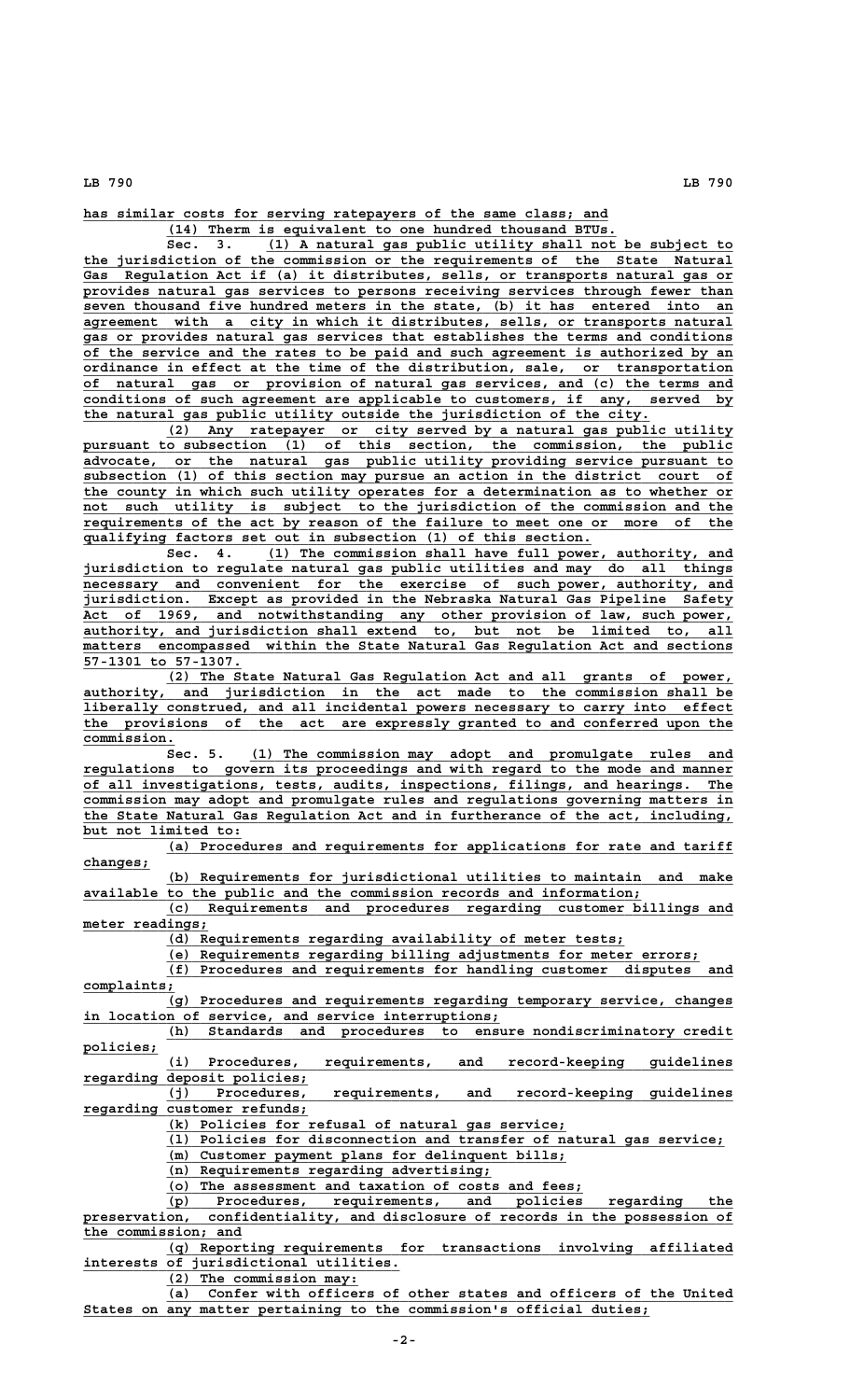has similar costs for serving ratepayers of the same class; and

(14) Therm is equivalent to one hundred thousand BTUs.

Sec. 3. (1) A natural gas public utility shall not be subject to the jurisdiction of the commission or the requirements of the State Natural Gas Regulation Act if (a) it distributes, sells, or transports natural gas or provides natural gas services to persons receiving services through fewer than seven thousand five hundred meters in the state, (b) it has entered into an agreement with a city in which it distributes, sells, or transports natural gas or provides natural gas services that establishes the terms and conditions of the service and the rates to be paid and such agreement is authorized by an ordinance in effect at the time of the distribution, sale, or transportation of natural gas or provision of natural gas services, and (c) the terms and conditions of such agreement are applicable to customers, if any, served by the natural gas public utility outside the jurisdiction of the city.

(2) Any ratepayer or city served by a natural gas public utility pursuant to subsection (1) of this section, the commission, the public advocate, or the natural gas public utility providing service pursuant to subsection (1) of this section may pursue an action in the district court of the county in which such utility operates for a determination as to whether or not such utility is subject to the jurisdiction of the commission and the requirements of the act by reason of the failure to meet one or more of the qualifying factors set out in subsection (1) of this section.

Sec. 4. (1) The commission shall have full power, authority, and jurisdiction to regulate natural gas public utilities and may do all things necessary and convenient for the exercise of such power, authority, and jurisdiction. Except as provided in the Nebraska Natural Gas Pipeline Safety Act of 1969, and notwithstanding any other provision of law, such power, authority, and jurisdiction shall extend to, but not be limited to, all matters encompassed within the State Natural Gas Regulation Act and sections 57-1301 to 57-1307.

(2) The State Natural Gas Regulation Act and all grants of power, authority, and jurisdiction in the act made to the commission shall be liberally construed, and all incidental powers necessary to carry into effect the provisions of the act are expressly granted to and conferred upon the commission.

Sec. 5. (1) The commission may adopt and promulgate rules and regulations to govern its proceedings and with regard to the mode and manner of all investigations, tests, audits, inspections, filings, and hearings. The commission may adopt and promulgate rules and regulations governing matters in the State Natural Gas Regulation Act and in furtherance of the act, including, but not limited to:

(a) Procedures and requirements for applications for rate and tariff changes;

(b) Requirements for jurisdictional utilities to maintain and make available to the public and the commission records and information;

(c) Requirements and procedures regarding customer billings and meter readings;

(d) Requirements regarding availability of meter tests;

(e) Requirements regarding billing adjustments for meter errors;

(f) Procedures and requirements for handling customer disputes and complaints;

(g) Procedures and requirements regarding temporary service, changes in location of service, and service interruptions;

(h) Standards and procedures to ensure nondiscriminatory credit policies;

(i) Procedures, requirements, and record-keeping guidelines regarding deposit policies;

(j) Procedures, requirements, and record-keeping guidelines regarding customer refunds;

(k) Policies for refusal of natural gas service;

(l) Policies for disconnection and transfer of natural gas service;

(m) Customer payment plans for delinquent bills;

(n) Requirements regarding advertising;

(o) The assessment and taxation of costs and fees;

(p) Procedures, requirements, and policies regarding the preservation, confidentiality, and disclosure of records in the possession of the commission; and

(q) Reporting requirements for transactions involving affiliated interests of jurisdictional utilities.

(2) The commission may:

(a) Confer with officers of other states and officers of the United States on any matter pertaining to the commission's official duties;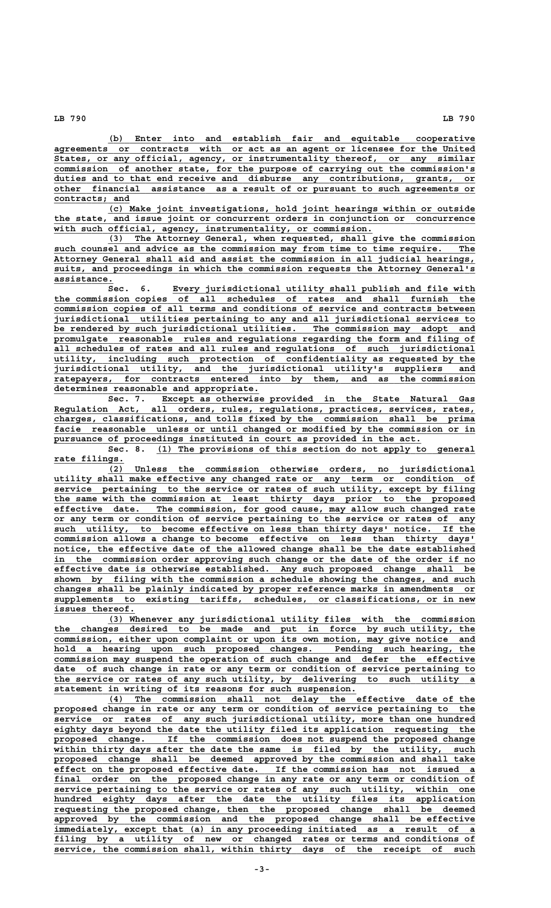(b) Enter into and establish fair and equitable cooperative agreements or contracts with or act as an agent or licensee for the United States, or any official, agency, or instrumentality thereof, or any similar commission of another state, for the purpose of carrying out the commission's duties and to that end receive and disburse any contributions, grants, or other financial assistance as a result of or pursuant to such agreements or contracts; and

(c) Make joint investigations, hold joint hearings within or outside the state, and issue joint or concurrent orders in conjunction or concurrence with such official, agency, instrumentality, or commission.

(3) The Attorney General, when requested, shall give the commission such counsel and advice as the commission may from time to time require. The Attorney General shall aid and assist the commission in all judicial hearings, suits, and proceedings in which the commission requests the Attorney General's assistance.

Sec. 6. Every jurisdictional utility shall publish and file with the commission copies of all schedules of rates and shall furnish the commission copies of all terms and conditions of service and contracts between jurisdictional utilities pertaining to any and all jurisdictional services to be rendered by such jurisdictional utilities. The commission may adopt and promulgate reasonable rules and regulations regarding the form and filing of all schedules of rates and all rules and regulations of such jurisdictional utility, including such protection of confidentiality as requested by the jurisdictional utility, and the jurisdictional utility's suppliers and ratepayers, for contracts entered into by them, and as the commission determines reasonable and appropriate.

Sec. 7. Except as otherwise provided in the State Natural Gas Regulation Act, all orders, rules, regulations, practices, services, rates, charges, classifications, and tolls fixed by the commission shall be prima facie reasonable unless or until changed or modified by the commission or in pursuance of proceedings instituted in court as provided in the act.

Sec. 8. (1) The provisions of this section do not apply to general rate filings.

(2) Unless the commission otherwise orders, no jurisdictional utility shall make effective any changed rate or any term or condition of service pertaining to the service or rates of such utility, except by filing the same with the commission at least thirty days prior to the proposed effective date. The commission, for good cause, may allow such changed rate or any term or condition of service pertaining to the service or rates of any such utility, to become effective on less than thirty days' notice. If the commission allows a change to become effective on less than thirty days' notice, the effective date of the allowed change shall be the date established in the commission order approving such change or the date of the order if no effective date is otherwise established. Any such proposed change shall be shown by filing with the commission a schedule showing the changes, and such changes shall be plainly indicated by proper reference marks in amendments or supplements to existing tariffs, schedules, or classifications, or in new issues thereof.

(3) Whenever any jurisdictional utility files with the commission the changes desired to be made and put in force by such utility, the commission, either upon complaint or upon its own motion, may give notice and hold a hearing upon such proposed changes. Pending such hearing, the commission may suspend the operation of such change and defer the effective date of such change in rate or any term or condition of service pertaining to the service or rates of any such utility, by delivering to such utility a statement in writing of its reasons for such suspension.

(4) The commission shall not delay the effective date of the proposed change in rate or any term or condition of service pertaining to the service or rates of any such jurisdictional utility, more than one hundred eighty days beyond the date the utility filed its application requesting the proposed change. If the commission does not suspend the proposed change within thirty days after the date the same is filed by the utility, such proposed change shall be deemed approved by the commission and shall take effect on the proposed effective date. If the commission has not issued a final order on the proposed change in any rate or any term or condition of service pertaining to the service or rates of any such utility, within one hundred eighty days after the date the utility files its application requesting the proposed change, then the proposed change shall be deemed approved by the commission and the proposed change shall be effective immediately, except that (a) in any proceeding initiated as a result of a filing by a utility of new or changed rates or terms and conditions of service, the commission shall, within thirty days of the receipt of such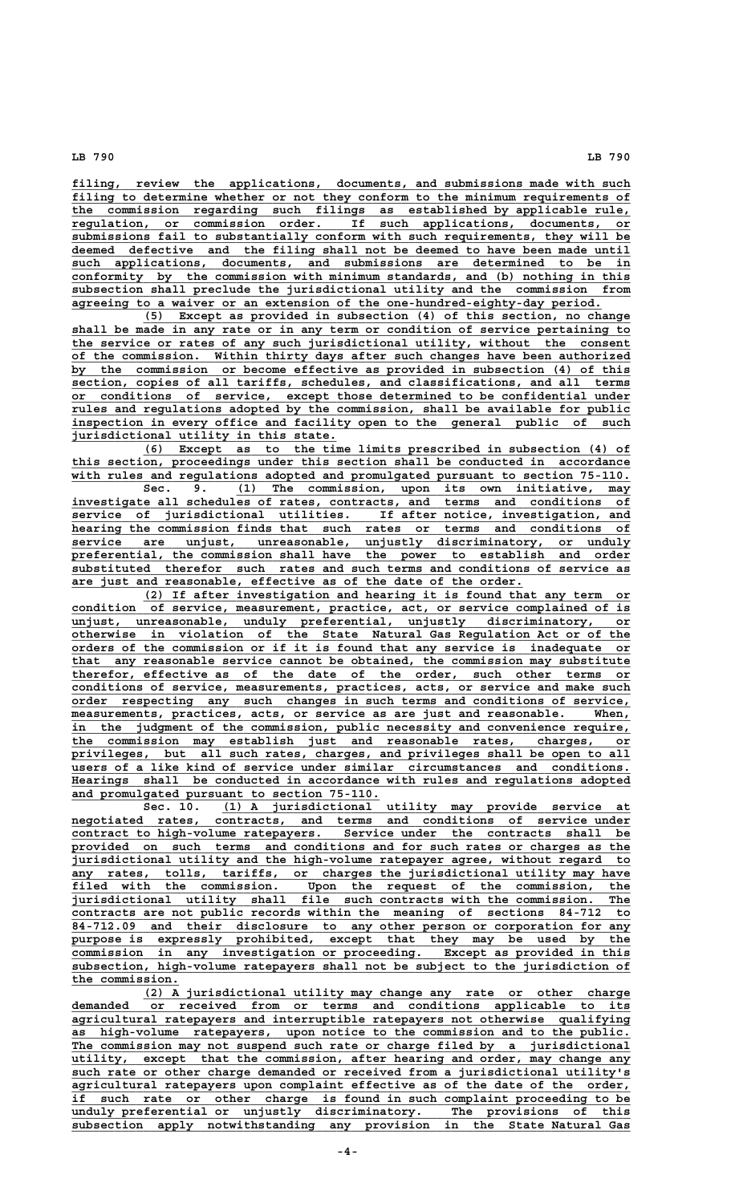filing, review the applications, documents, and submissions made with such filing to determine whether or not they conform to the minimum requirements of the commission regarding such filings as established by applicable rule, regulation, or commission order. If such applications, documents, or submissions fail to substantially conform with such requirements, they will be deemed defective and the filing shall not be deemed to have been made until such applications, documents, and submissions are determined to be in conformity by the commission with minimum standards, and (b) nothing in this subsection shall preclude the jurisdictional utility and the commission from agreeing to a waiver or an extension of the one-hundred-eighty-day period.

(5) Except as provided in subsection (4) of this section, no change shall be made in any rate or in any term or condition of service pertaining to the service or rates of any such jurisdictional utility, without the consent of the commission. Within thirty days after such changes have been authorized by the commission or become effective as provided in subsection (4) of this section, copies of all tariffs, schedules, and classifications, and all terms or conditions of service, except those determined to be confidential under rules and regulations adopted by the commission, shall be available for public inspection in every office and facility open to the general public of such jurisdictional utility in this state.

(6) Except as to the time limits prescribed in subsection (4) of this section, proceedings under this section shall be conducted in accordance with rules and regulations adopted and promulgated pursuant to section 75-110.

Sec. 9. (1) The commission, upon its own initiative, may investigate all schedules of rates, contracts, and terms and conditions of service of jurisdictional utilities. If after notice, investigation, and hearing the commission finds that such rates or terms and conditions of service are unjust, unreasonable, unjustly discriminatory, or unduly preferential, the commission shall have the power to establish and order substituted therefor such rates and such terms and conditions of service as are just and reasonable, effective as of the date of the order.

(2) If after investigation and hearing it is found that any term or condition of service, measurement, practice, act, or service complained of is unjust, unreasonable, unduly preferential, unjustly discriminatory, or otherwise in violation of the State Natural Gas Regulation Act or of the orders of the commission or if it is found that any service is inadequate or that any reasonable service cannot be obtained, the commission may substitute therefor, effective as of the date of the order, such other terms or conditions of service, measurements, practices, acts, or service and make such order respecting any such changes in such terms and conditions of service, measurements, practices, acts, or service as are just and reasonable. When, in the judgment of the commission, public necessity and convenience require, the commission may establish just and reasonable rates, charges, or privileges, but all such rates, charges, and privileges shall be open to all users of a like kind of service under similar circumstances and conditions. Hearings shall be conducted in accordance with rules and regulations adopted and promulgated pursuant to section 75-110.

Sec. 10. (1) A jurisdictional utility may provide service at negotiated rates, contracts, and terms and conditions of service under contract to high-volume ratepayers. Service under the contracts shall be provided on such terms and conditions and for such rates or charges as the jurisdictional utility and the high-volume ratepayer agree, without regard to any rates, tolls, tariffs, or charges the jurisdictional utility may have filed with the commission. Upon the request of the commission, the jurisdictional utility shall file such contracts with the commission. The contracts are not public records within the meaning of sections 84-712 to 84-712.09 and their disclosure to any other person or corporation for any purpose is expressly prohibited, except that they may be used by the commission in any investigation or proceeding. Except as provided in this subsection, high-volume ratepayers shall not be subject to the jurisdiction of the commission.

(2) A jurisdictional utility may change any rate or other charge demanded or received from or terms and conditions applicable to its agricultural ratepayers and interruptible ratepayers not otherwise qualifying as high-volume ratepayers, upon notice to the commission and to the public. The commission may not suspend such rate or charge filed by a jurisdictional utility, except that the commission, after hearing and order, may change any such rate or other charge demanded or received from a jurisdictional utility's agricultural ratepayers upon complaint effective as of the date of the order, if such rate or other charge is found in such complaint proceeding to be unduly preferential or unjustly discriminatory. The provisions of this subsection apply notwithstanding any provision in the State Natural Gas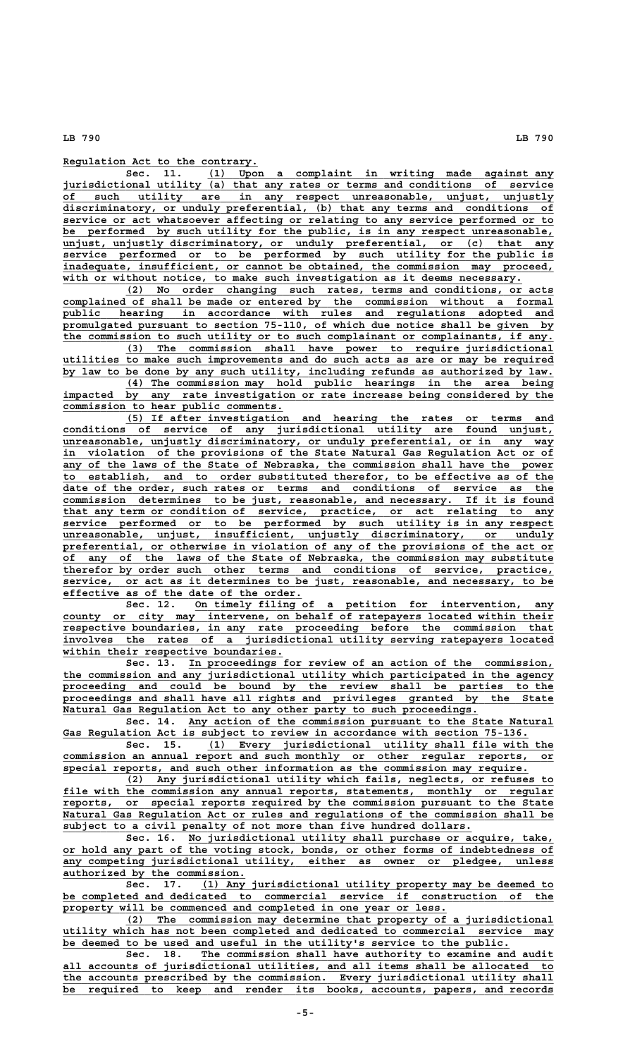Regulation Act to the contrary.

Sec. 11. (1) Upon a complaint in writing made against any jurisdictional utility (a) that any rates or terms and conditions of service of such utility are in any respect unreasonable, unjust, unjustly discriminatory, or unduly preferential, (b) that any terms and conditions of service or act whatsoever affecting or relating to any service performed or to be performed by such utility for the public, is in any respect unreasonable, unjust, unjustly discriminatory, or unduly preferential, or (c) that any service performed or to be performed by such utility for the public is inadequate, insufficient, or cannot be obtained, the commission may proceed, with or without notice, to make such investigation as it deems necessary.

(2) No order changing such rates, terms and conditions, or acts complained of shall be made or entered by the commission without a formal public hearing in accordance with rules and regulations adopted and promulgated pursuant to section 75-110, of which due notice shall be given by the commission to such utility or to such complainant or complainants, if any.

(3) The commission shall have power to require jurisdictional utilities to make such improvements and do such acts as are or may be required by law to be done by any such utility, including refunds as authorized by law.

(4) The commission may hold public hearings in the area being impacted by any rate investigation or rate increase being considered by the commission to hear public comments.

(5) If after investigation and hearing the rates or terms and conditions of service of any jurisdictional utility are found unjust, unreasonable, unjustly discriminatory, or unduly preferential, or in any way in violation of the provisions of the State Natural Gas Regulation Act or of any of the laws of the State of Nebraska, the commission shall have the power to establish, and to order substituted therefor, to be effective as of the date of the order, such rates or terms and conditions of service as the commission determines to be just, reasonable, and necessary. If it is found that any term or condition of service, practice, or act relating to any service performed or to be performed by such utility is in any respect unreasonable, unjust, insufficient, unjustly discriminatory, or unduly preferential, or otherwise in violation of any of the provisions of the act or of any of the laws of the State of Nebraska, the commission may substitute therefor by order such other terms and conditions of service, practice, service, or act as it determines to be just, reasonable, and necessary, to be effective as of the date of the order.

Sec. 12. On timely filing of a petition for intervention, any county or city may intervene, on behalf of ratepayers located within their respective boundaries, in any rate proceeding before the commission that involves the rates of a jurisdictional utility serving ratepayers located within their respective boundaries.

Sec. 13. In proceedings for review of an action of the commission, the commission and any jurisdictional utility which participated in the agency proceeding and could be bound by the review shall be parties to the proceedings and shall have all rights and privileges granted by the State Natural Gas Regulation Act to any other party to such proceedings.

Sec. 14. Any action of the commission pursuant to the State Natural Gas Regulation Act is subject to review in accordance with section 75-136.

Sec. 15. (1) Every jurisdictional utility shall file with the commission an annual report and such monthly or other regular reports, or special reports, and such other information as the commission may require.

(2) Any jurisdictional utility which fails, neglects, or refuses to file with the commission any annual reports, statements, monthly or regular reports, or special reports required by the commission pursuant to the State Natural Gas Regulation Act or rules and regulations of the commission shall be subject to a civil penalty of not more than five hundred dollars.

Sec. 16. No jurisdictional utility shall purchase or acquire, take, or hold any part of the voting stock, bonds, or other forms of indebtedness of any competing jurisdictional utility, either as owner or pledgee, unless authorized by the commission.

Sec. 17. (1) Any jurisdictional utility property may be deemed to be completed and dedicated to commercial service if construction of the property will be commenced and completed in one year or less.

(2) The commission may determine that property of a jurisdictional utility which has not been completed and dedicated to commercial service may be deemed to be used and useful in the utility's service to the public.

Sec. 18. The commission shall have authority to examine and audit all accounts of jurisdictional utilities, and all items shall be allocated to the accounts prescribed by the commission. Every jurisdictional utility shall be required to keep and render its books, accounts, papers, and records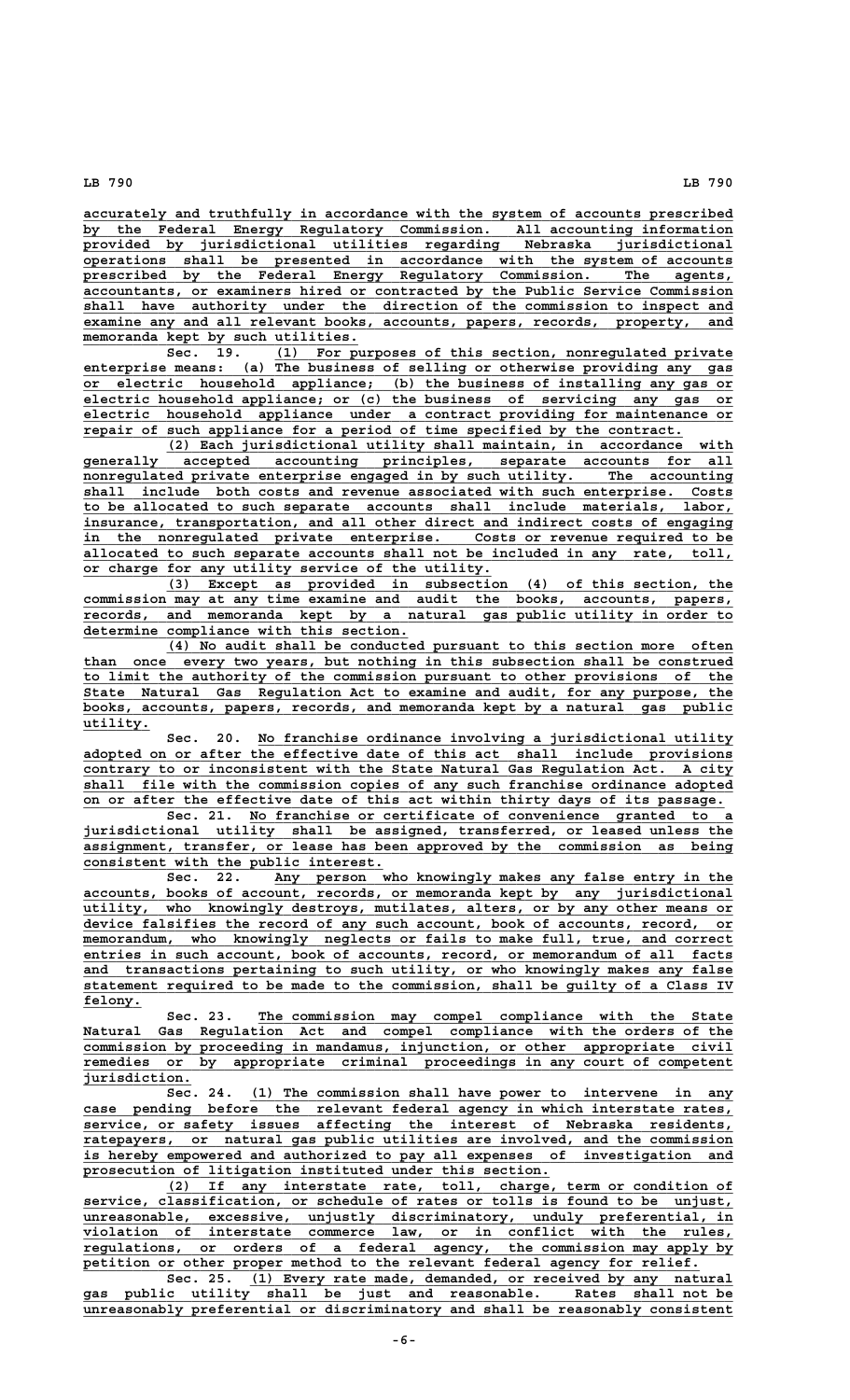accurately and truthfully in accordance with the system of accounts prescribed by the Federal Energy Regulatory Commission. All accounting information provided by jurisdictional utilities regarding Nebraska jurisdictional operations shall be presented in accordance with the system of accounts prescribed by the Federal Energy Regulatory Commission. The agents, accountants, or examiners hired or contracted by the Public Service Commission shall have authority under the direction of the commission to inspect and examine any and all relevant books, accounts, papers, records, property, and memoranda kept by such utilities.

Sec. 19. (1) For purposes of this section, nonregulated private enterprise means: (a) The business of selling or otherwise providing any gas or electric household appliance; (b) the business of installing any gas or electric household appliance; or (c) the business of servicing any gas or electric household appliance under a contract providing for maintenance or repair of such appliance for a period of time specified by the contract.

(2) Each jurisdictional utility shall maintain, in accordance with generally accepted accounting principles, separate accounts for all nonregulated private enterprise engaged in by such utility. The accounting shall include both costs and revenue associated with such enterprise. Costs to be allocated to such separate accounts shall include materials, labor, insurance, transportation, and all other direct and indirect costs of engaging in the nonregulated private enterprise. Costs or revenue required to be allocated to such separate accounts shall not be included in any rate, toll, or charge for any utility service of the utility.

(3) Except as provided in subsection (4) of this section, the commission may at any time examine and audit the books, accounts, papers, records, and memoranda kept by a natural gas public utility in order to determine compliance with this section.

(4) No audit shall be conducted pursuant to this section more often than once every two years, but nothing in this subsection shall be construed to limit the authority of the commission pursuant to other provisions of the State Natural Gas Regulation Act to examine and audit, for any purpose, the books, accounts, papers, records, and memoranda kept by a natural gas public utility.

Sec. 20. No franchise ordinance involving a jurisdictional utility adopted on or after the effective date of this act shall include provisions contrary to or inconsistent with the State Natural Gas Regulation Act. A city shall file with the commission copies of any such franchise ordinance adopted on or after the effective date of this act within thirty days of its passage.

Sec. 21. No franchise or certificate of convenience granted to a jurisdictional utility shall be assigned, transferred, or leased unless the assignment, transfer, or lease has been approved by the commission as being consistent with the public interest.

Sec. 22. Any person who knowingly makes any false entry in the accounts, books of account, records, or memoranda kept by any jurisdictional utility, who knowingly destroys, mutilates, alters, or by any other means or device falsifies the record of any such account, book of accounts, record, or memorandum, who knowingly neglects or fails to make full, true, and correct entries in such account, book of accounts, record, or memorandum of all facts and transactions pertaining to such utility, or who knowingly makes any false statement required to be made to the commission, shall be guilty of a Class IV felony.

Sec. 23. The commission may compel compliance with the State Natural Gas Regulation Act and compel compliance with the orders of the commission by proceeding in mandamus, injunction, or other appropriate civil remedies or by appropriate criminal proceedings in any court of competent jurisdiction.

Sec. 24. (1) The commission shall have power to intervene in any case pending before the relevant federal agency in which interstate rates, service, or safety issues affecting the interest of Nebraska residents, ratepayers, or natural gas public utilities are involved, and the commission is hereby empowered and authorized to pay all expenses of investigation and prosecution of litigation instituted under this section.

(2) If any interstate rate, toll, charge, term or condition of service, classification, or schedule of rates or tolls is found to be unjust, unreasonable, excessive, unjustly discriminatory, unduly preferential, in violation of interstate commerce law, or in conflict with the rules, regulations, or orders of a federal agency, the commission may apply by petition or other proper method to the relevant federal agency for relief.

Sec. 25. (1) Every rate made, demanded, or received by any natural gas public utility shall be just and reasonable. Rates shall not be unreasonably preferential or discriminatory and shall be reasonably consistent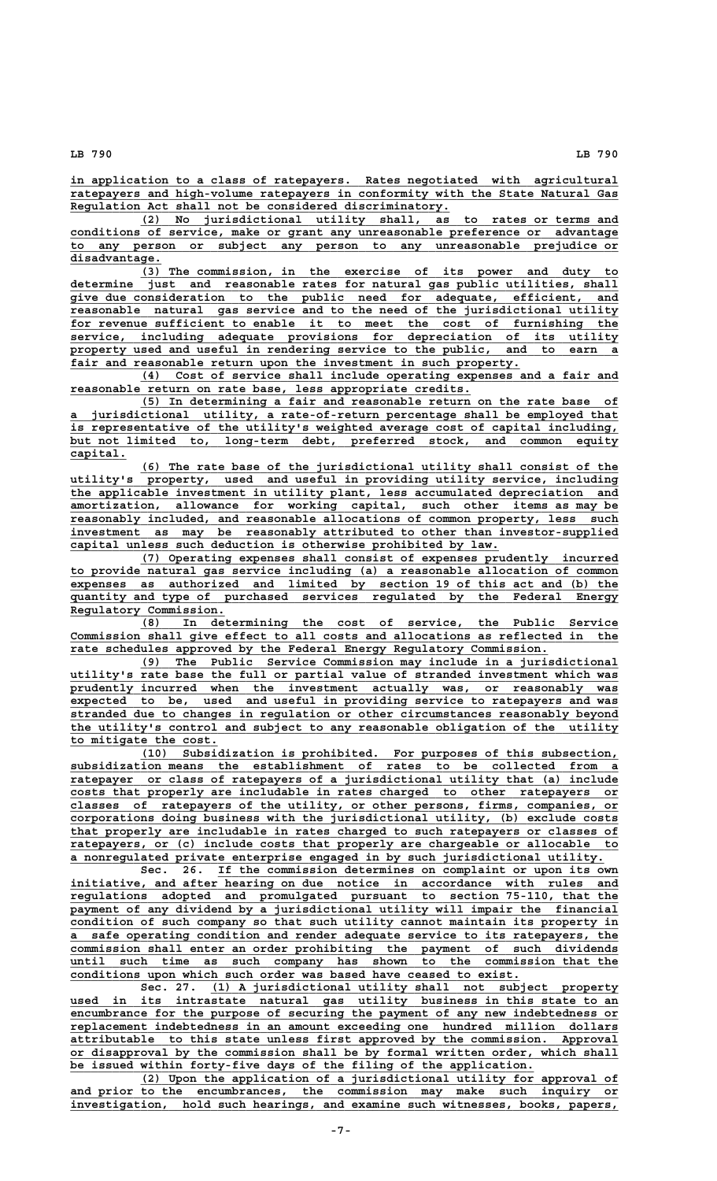in application to a class of ratepayers. Rates negotiated with agricultural ratepayers and high-volume ratepayers in conformity with the State Natural Gas Regulation Act shall not be considered discriminatory.

(2) No jurisdictional utility shall, as to rates or terms and conditions of service, make or grant any unreasonable preference or advantage to any person or subject any person to any unreasonable prejudice or disadvantage.

(3) The commission, in the exercise of its power and duty to determine just and reasonable rates for natural gas public utilities, shall give due consideration to the public need for adequate, efficient, and reasonable natural gas service and to the need of the jurisdictional utility for revenue sufficient to enable it to meet the cost of furnishing the service, including adequate provisions for depreciation of its utility property used and useful in rendering service to the public, and to earn a fair and reasonable return upon the investment in such property.

(4) Cost of service shall include operating expenses and a fair and reasonable return on rate base, less appropriate credits.

(5) In determining a fair and reasonable return on the rate base of a jurisdictional utility, a rate-of-return percentage shall be employed that is representative of the utility's weighted average cost of capital including, but not limited to, long-term debt, preferred stock, and common equity capital.

(6) The rate base of the jurisdictional utility shall consist of the utility's property, used and useful in providing utility service, including the applicable investment in utility plant, less accumulated depreciation and amortization, allowance for working capital, such other items as may be reasonably included, and reasonable allocations of common property, less such investment as may be reasonably attributed to other than investor-supplied capital unless such deduction is otherwise prohibited by law.

(7) Operating expenses shall consist of expenses prudently incurred to provide natural gas service including (a) a reasonable allocation of common expenses as authorized and limited by section 19 of this act and (b) the quantity and type of purchased services regulated by the Federal Energy Regulatory Commission.

(8) In determining the cost of service, the Public Service Commission shall give effect to all costs and allocations as reflected in the rate schedules approved by the Federal Energy Regulatory Commission.

(9) The Public Service Commission may include in a jurisdictional utility's rate base the full or partial value of stranded investment which was prudently incurred when the investment actually was, or reasonably was expected to be, used and useful in providing service to ratepayers and was stranded due to changes in regulation or other circumstances reasonably beyond the utility's control and subject to any reasonable obligation of the utility to mitigate the cost.

(10) Subsidization is prohibited. For purposes of this subsection, subsidization means the establishment of rates to be collected from a ratepayer or class of ratepayers of a jurisdictional utility that (a) include costs that properly are includable in rates charged to other ratepayers or classes of ratepayers of the utility, or other persons, firms, companies, or corporations doing business with the jurisdictional utility, (b) exclude costs that properly are includable in rates charged to such ratepayers or classes of ratepayers, or (c) include costs that properly are chargeable or allocable to a nonregulated private enterprise engaged in by such jurisdictional utility.

Sec. 26. If the commission determines on complaint or upon its own initiative, and after hearing on due notice in accordance with rules and regulations adopted and promulgated pursuant to section 75-110, that the payment of any dividend by a jurisdictional utility will impair the financial condition of such company so that such utility cannot maintain its property in a safe operating condition and render adequate service to its ratepayers, the commission shall enter an order prohibiting the payment of such dividends until such time as such company has shown to the commission that the conditions upon which such order was based have ceased to exist.

Sec. 27. (1) A jurisdictional utility shall not subject property used in its intrastate natural gas utility business in this state to an encumbrance for the purpose of securing the payment of any new indebtedness or replacement indebtedness in an amount exceeding one hundred million dollars attributable to this state unless first approved by the commission. Approval or disapproval by the commission shall be by formal written order, which shall be issued within forty-five days of the filing of the application.

(2) Upon the application of a jurisdictional utility for approval of and prior to the encumbrances, the commission may make such inquiry or investigation, hold such hearings, and examine such witnesses, books, papers,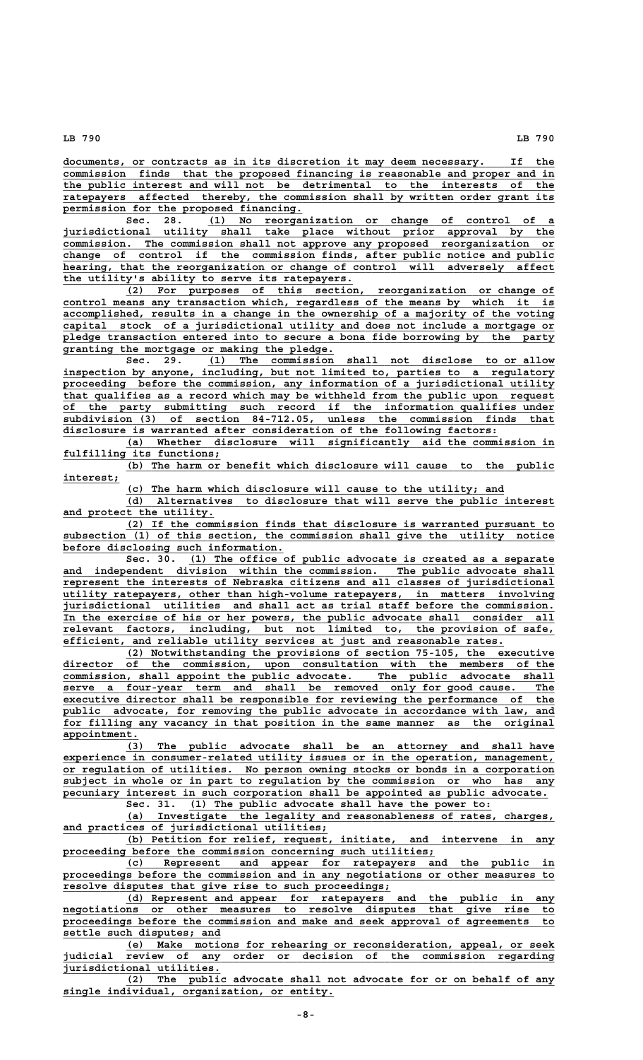documents, or contracts as in its discretion it may deem necessary. If the commission finds that the proposed financing is reasonable and proper and in the public interest and will not be detrimental to the interests of the ratepayers affected thereby, the commission shall by written order grant its permission for the proposed financing.

Sec. 28. (1) No reorganization or change of control of a jurisdictional utility shall take place without prior approval by the commission. The commission shall not approve any proposed reorganization or change of control if the commission finds, after public notice and public hearing, that the reorganization or change of control will adversely affect the utility's ability to serve its ratepayers.

(2) For purposes of this section, reorganization or change of control means any transaction which, regardless of the means by which it is accomplished, results in a change in the ownership of a majority of the voting capital stock of a jurisdictional utility and does not include a mortgage or pledge transaction entered into to secure a bona fide borrowing by the party granting the mortgage or making the pledge.

Sec. 29. (1) The commission shall not disclose to or allow inspection by anyone, including, but not limited to, parties to a regulatory proceeding before the commission, any information of a jurisdictional utility that qualifies as a record which may be withheld from the public upon request of the party submitting such record if the information qualifies under subdivision (3) of section 84-712.05, unless the commission finds that disclosure is warranted after consideration of the following factors:

(a) Whether disclosure will significantly aid the commission in fulfilling its functions;

(b) The harm or benefit which disclosure will cause to the public interest;

(c) The harm which disclosure will cause to the utility; and

(d) Alternatives to disclosure that will serve the public interest and protect the utility.

(2) If the commission finds that disclosure is warranted pursuant to subsection (1) of this section, the commission shall give the utility notice before disclosing such information.

Sec. 30. (1) The office of public advocate is created as a separate and independent division within the commission. The public advocate shall represent the interests of Nebraska citizens and all classes of jurisdictional utility ratepayers, other than high-volume ratepayers, in matters involving jurisdictional utilities and shall act as trial staff before the commission. In the exercise of his or her powers, the public advocate shall consider all relevant factors, including, but not limited to, the provision of safe, efficient, and reliable utility services at just and reasonable rates.

(2) Notwithstanding the provisions of section 75-105, the executive director of the commission, upon consultation with the members of the commission, shall appoint the public advocate. The public advocate shall serve a four-year term and shall be removed only for good cause. The executive director shall be responsible for reviewing the performance of the public advocate, for removing the public advocate in accordance with law, and for filling any vacancy in that position in the same manner as the original appointment.

(3) The public advocate shall be an attorney and shall have experience in consumer-related utility issues or in the operation, management, or regulation of utilities. No person owning stocks or bonds in a corporation subject in whole or in part to regulation by the commission or who has any pecuniary interest in such corporation shall be appointed as public advocate.

Sec. 31. (1) The public advocate shall have the power to:

(a) Investigate the legality and reasonableness of rates, charges, and practices of jurisdictional utilities;

(b) Petition for relief, request, initiate, and intervene in any proceeding before the commission concerning such utilities;

(c) Represent and appear for ratepayers and the public in proceedings before the commission and in any negotiations or other measures to resolve disputes that give rise to such proceedings;

(d) Represent and appear for ratepayers and the public in any negotiations or other measures to resolve disputes that give rise to proceedings before the commission and make and seek approval of agreements to settle such disputes; and

(e) Make motions for rehearing or reconsideration, appeal, or seek judicial review of any order or decision of the commission regarding jurisdictional utilities.

(2) The public advocate shall not advocate for or on behalf of any single individual, organization, or entity.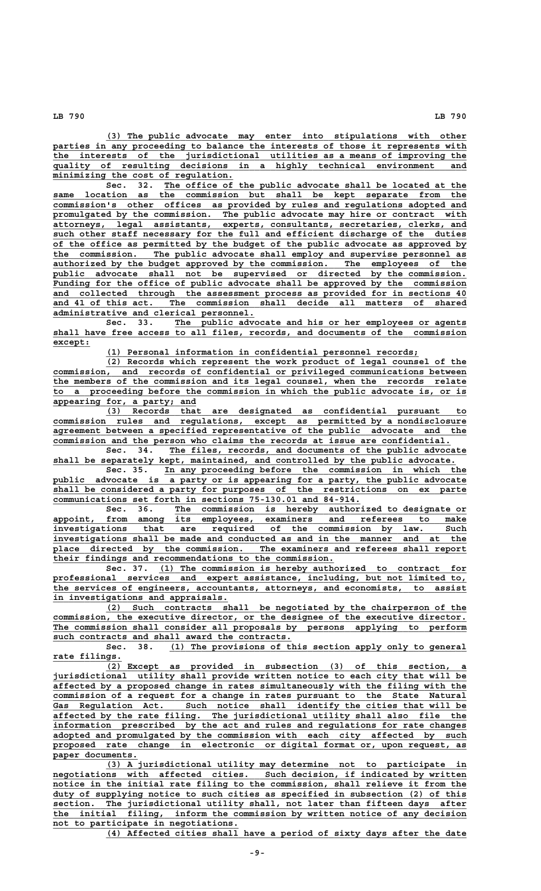(3) The public advocate may enter into stipulations with other parties in any proceeding to balance the interests of those it represents with the interests of the jurisdictional utilities as a means of improving the quality of resulting decisions in a highly technical environment and minimizing the cost of regulation.

Sec. 32. The office of the public advocate shall be located at the same location as the commission but shall be kept separate from the commission's other offices as provided by rules and regulations adopted and promulgated by the commission. The public advocate may hire or contract with attorneys, legal assistants, experts, consultants, secretaries, clerks, and such other staff necessary for the full and efficient discharge of the duties of the office as permitted by the budget of the public advocate as approved by the commission. The public advocate shall employ and supervise personnel as authorized by the budget approved by the commission. The employees of the public advocate shall not be supervised or directed by the commission. Funding for the office of public advocate shall be approved by the commission and collected through the assessment process as provided for in sections 40 and 41 of this act. The commission shall decide all matters of shared administrative and clerical personnel.

Sec. 33. The public advocate and his or her employees or agents shall have free access to all files, records, and documents of the commission except:

(1) Personal information in confidential personnel records;

(2) Records which represent the work product of legal counsel of the commission, and records of confidential or privileged communications between the members of the commission and its legal counsel, when the records relate to a proceeding before the commission in which the public advocate is, or is appearing for, a party; and

(3) Records that are designated as confidential pursuant to commission rules and regulations, except as permitted by a nondisclosure agreement between a specified representative of the public advocate and the commission and the person who claims the records at issue are confidential.

Sec. 34. The files, records, and documents of the public advocate shall be separately kept, maintained, and controlled by the public advocate.

Sec. 35. In any proceeding before the commission in which the public advocate is a party or is appearing for a party, the public advocate shall be considered a party for purposes of the restrictions on ex parte communications set forth in sections 75-130.01 and 84-914.

Sec. 36. The commission is hereby authorized to designate or appoint, from among its employees, examiners and referees to make investigations that are required of the commission by law. Such investigations shall be made and conducted as and in the manner and at the place directed by the commission. The examiners and referees shall report their findings and recommendations to the commission.

Sec. 37. (1) The commission is hereby authorized to contract for professional services and expert assistance, including, but not limited to, the services of engineers, accountants, attorneys, and economists, to assist in investigations and appraisals.

(2) Such contracts shall be negotiated by the chairperson of the commission, the executive director, or the designee of the executive director. The commission shall consider all proposals by persons applying to perform such contracts and shall award the contracts.

Sec. 38. (1) The provisions of this section apply only to general rate filings.

(2) Except as provided in subsection (3) of this section, a jurisdictional utility shall provide written notice to each city that will be affected by a proposed change in rates simultaneously with the filing with the commission of a request for a change in rates pursuant to the State Natural Gas Regulation Act. Such notice shall identify the cities that will be affected by the rate filing. The jurisdictional utility shall also file the information prescribed by the act and rules and regulations for rate changes adopted and promulgated by the commission with each city affected by such proposed rate change in electronic or digital format or, upon request, as paper documents.

(3) A jurisdictional utility may determine not to participate in negotiations with affected cities. Such decision, if indicated by written notice in the initial rate filing to the commission, shall relieve it from the duty of supplying notice to such cities as specified in subsection (2) of this section. The jurisdictional utility shall, not later than fifteen days after the initial filing, inform the commission by written notice of any decision not to participate in negotiations.

(4) Affected cities shall have a period of sixty days after the date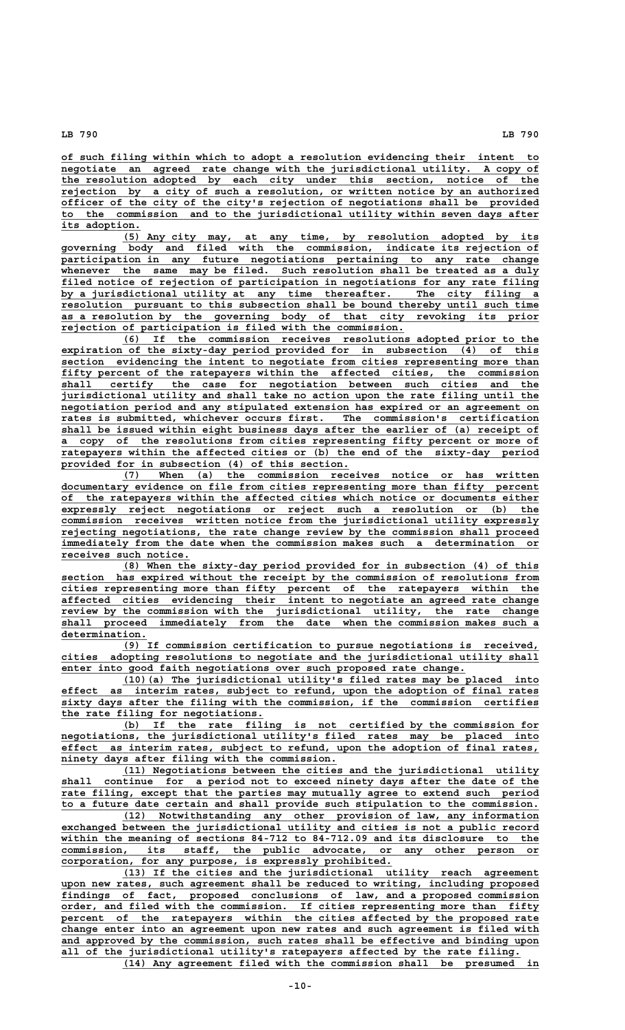of such filing within which to adopt a resolution evidencing their intent to negotiate an agreed rate change with the jurisdictional utility. A copy of the resolution adopted by each city under this section, notice of the rejection by a city of such a resolution, or written notice by an authorized officer of the city of the city's rejection of negotiations shall be provided to the commission and to the jurisdictional utility within seven days after its adoption.

(5) Any city may, at any time, by resolution adopted by its governing body and filed with the commission, indicate its rejection of participation in any future negotiations pertaining to any rate change whenever the same may be filed. Such resolution shall be treated as a duly filed notice of rejection of participation in negotiations for any rate filing by a jurisdictional utility at any time thereafter. The city filing a resolution pursuant to this subsection shall be bound thereby until such time as a resolution by the governing body of that city revoking its prior rejection of participation is filed with the commission.

(6) If the commission receives resolutions adopted prior to the expiration of the sixty-day period provided for in subsection (4) of this section evidencing the intent to negotiate from cities representing more than fifty percent of the ratepayers within the affected cities, the commission shall certify the case for negotiation between such cities and the jurisdictional utility and shall take no action upon the rate filing until the negotiation period and any stipulated extension has expired or an agreement on rates is submitted, whichever occurs first. The commission's certification shall be issued within eight business days after the earlier of (a) receipt of a copy of the resolutions from cities representing fifty percent or more of ratepayers within the affected cities or (b) the end of the sixty-day period provided for in subsection (4) of this section.

(7) When (a) the commission receives notice or has written documentary evidence on file from cities representing more than fifty percent of the ratepayers within the affected cities which notice or documents either expressly reject negotiations or reject such a resolution or (b) the commission receives written notice from the jurisdictional utility expressly rejecting negotiations, the rate change review by the commission shall proceed immediately from the date when the commission makes such a determination or receives such notice.

(8) When the sixty-day period provided for in subsection (4) of this section has expired without the receipt by the commission of resolutions from cities representing more than fifty percent of the ratepayers within the affected cities evidencing their intent to negotiate an agreed rate change review by the commission with the jurisdictional utility, the rate change shall proceed immediately from the date when the commission makes such a determination.

(9) If commission certification to pursue negotiations is received, cities adopting resolutions to negotiate and the jurisdictional utility shall enter into good faith negotiations over such proposed rate change.

(10)(a) The jurisdictional utility's filed rates may be placed into effect as interim rates, subject to refund, upon the adoption of final rates sixty days after the filing with the commission, if the commission certifies the rate filing for negotiations.

(b) If the rate filing is not certified by the commission for negotiations, the jurisdictional utility's filed rates may be placed into effect as interim rates, subject to refund, upon the adoption of final rates, ninety days after filing with the commission.

(11) Negotiations between the cities and the jurisdictional utility shall continue for a period not to exceed ninety days after the date of the rate filing, except that the parties may mutually agree to extend such period to a future date certain and shall provide such stipulation to the commission.

(12) Notwithstanding any other provision of law, any information exchanged between the jurisdictional utility and cities is not a public record within the meaning of sections 84-712 to 84-712.09 and its disclosure to the commission, its staff, the public advocate, or any other person or corporation, for any purpose, is expressly prohibited.

(13) If the cities and the jurisdictional utility reach agreement upon new rates, such agreement shall be reduced to writing, including proposed findings of fact, proposed conclusions of law, and a proposed commission order, and filed with the commission. If cities representing more than fifty percent of the ratepayers within the cities affected by the proposed rate change enter into an agreement upon new rates and such agreement is filed with and approved by the commission, such rates shall be effective and binding upon all of the jurisdictional utility's ratepayers affected by the rate filing.

(14) Any agreement filed with the commission shall be presumed in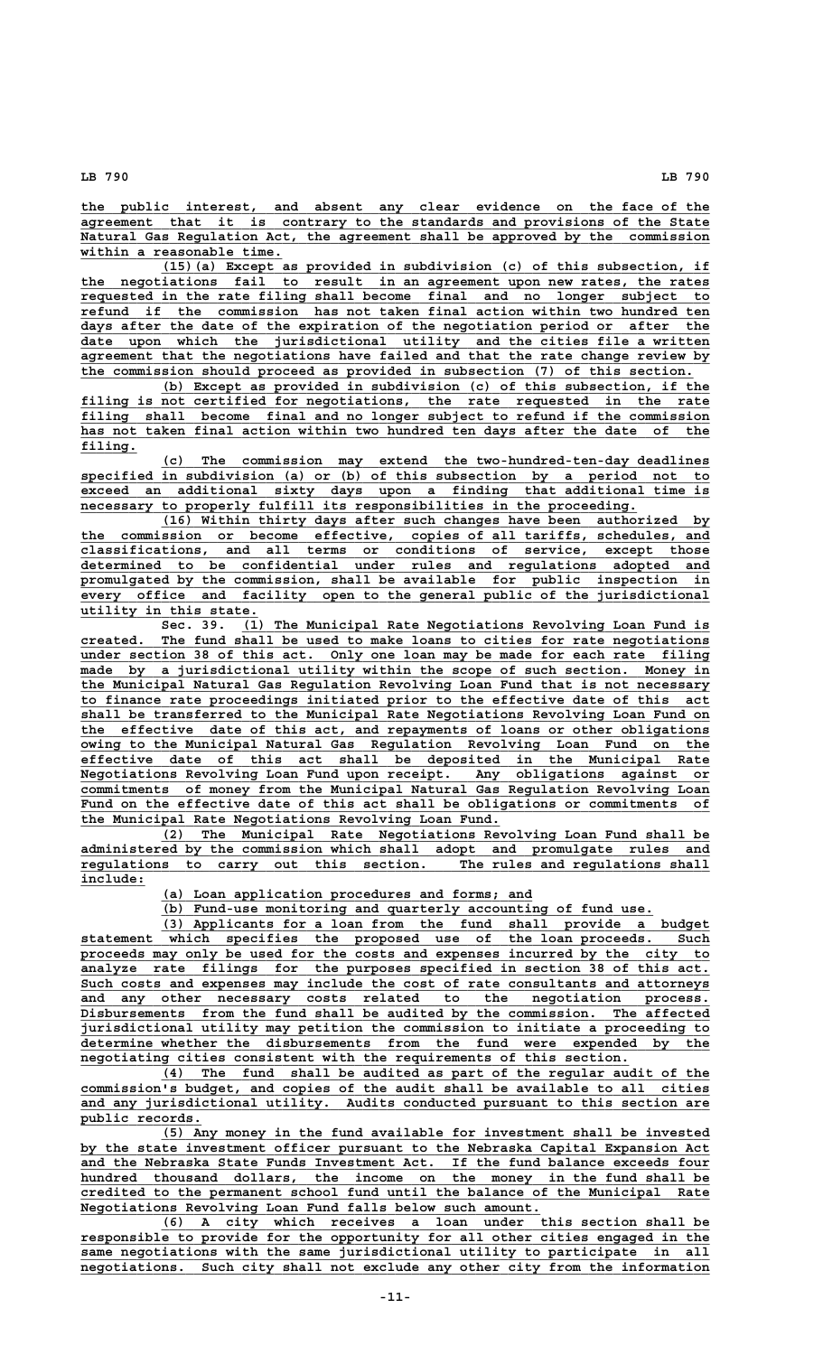the public interest, and absent any clear evidence on the face of the agreement that it is contrary to the standards and provisions of the State Natural Gas Regulation Act, the agreement shall be approved by the commission within a reasonable time.

(15)(a) Except as provided in subdivision (c) of this subsection, if the negotiations fail to result in an agreement upon new rates, the rates requested in the rate filing shall become final and no longer subject to refund if the commission has not taken final action within two hundred ten days after the date of the expiration of the negotiation period or after the date upon which the jurisdictional utility and the cities file a written agreement that the negotiations have failed and that the rate change review by the commission should proceed as provided in subsection (7) of this section.

(b) Except as provided in subdivision (c) of this subsection, if the filing is not certified for negotiations, the rate requested in the rate filing shall become final and no longer subject to refund if the commission has not taken final action within two hundred ten days after the date of the filing.

(c) The commission may extend the two-hundred-ten-day deadlines specified in subdivision (a) or (b) of this subsection by a period not to exceed an additional sixty days upon a finding that additional time is necessary to properly fulfill its responsibilities in the proceeding.

(16) Within thirty days after such changes have been authorized by the commission or become effective, copies of all tariffs, schedules, and classifications, and all terms or conditions of service, except those determined to be confidential under rules and regulations adopted and promulgated by the commission, shall be available for public inspection in every office and facility open to the general public of the jurisdictional utility in this state.

Sec. 39. (1) The Municipal Rate Negotiations Revolving Loan Fund is created. The fund shall be used to make loans to cities for rate negotiations under section 38 of this act. Only one loan may be made for each rate filing made by a jurisdictional utility within the scope of such section. Money in the Municipal Natural Gas Regulation Revolving Loan Fund that is not necessary to finance rate proceedings initiated prior to the effective date of this act shall be transferred to the Municipal Rate Negotiations Revolving Loan Fund on the effective date of this act, and repayments of loans or other obligations owing to the Municipal Natural Gas Regulation Revolving Loan Fund on the effective date of this act shall be deposited in the Municipal Rate Negotiations Revolving Loan Fund upon receipt. Any obligations against or commitments of money from the Municipal Natural Gas Regulation Revolving Loan Fund on the effective date of this act shall be obligations or commitments of the Municipal Rate Negotiations Revolving Loan Fund.

(2) The Municipal Rate Negotiations Revolving Loan Fund shall be administered by the commission which shall adopt and promulgate rules and regulations to carry out this section. The rules and regulations shall include:

(a) Loan application procedures and forms; and

(b) Fund-use monitoring and quarterly accounting of fund use.

(3) Applicants for a loan from the fund shall provide a budget statement which specifies the proposed use of the loan proceeds. Such proceeds may only be used for the costs and expenses incurred by the city to analyze rate filings for the purposes specified in section 38 of this act. Such costs and expenses may include the cost of rate consultants and attorneys and any other necessary costs related to the negotiation process. Disbursements from the fund shall be audited by the commission. The affected jurisdictional utility may petition the commission to initiate a proceeding to determine whether the disbursements from the fund were expended by the negotiating cities consistent with the requirements of this section.

(4) The fund shall be audited as part of the regular audit of the commission's budget, and copies of the audit shall be available to all cities and any jurisdictional utility. Audits conducted pursuant to this section are public records.

(5) Any money in the fund available for investment shall be invested by the state investment officer pursuant to the Nebraska Capital Expansion Act and the Nebraska State Funds Investment Act. If the fund balance exceeds four hundred thousand dollars, the income on the money in the fund shall be credited to the permanent school fund until the balance of the Municipal Rate Negotiations Revolving Loan Fund falls below such amount.

(6) A city which receives a loan under this section shall be responsible to provide for the opportunity for all other cities engaged in the same negotiations with the same jurisdictional utility to participate in all negotiations. Such city shall not exclude any other city from the information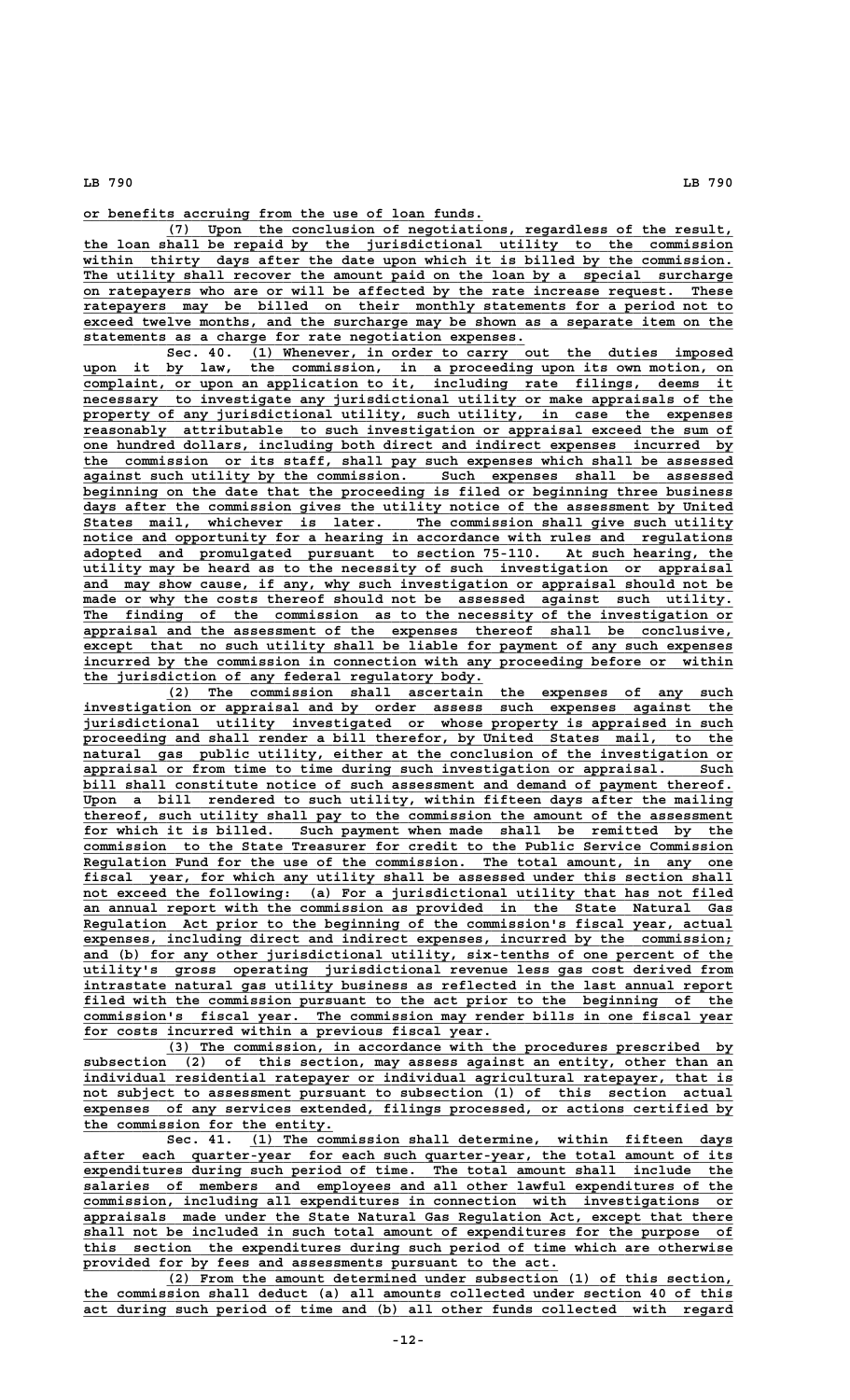or benefits accruing from the use of loan funds.

(7) Upon the conclusion of negotiations, regardless of the result, the loan shall be repaid by the jurisdictional utility to the commission within thirty days after the date upon which it is billed by the commission. The utility shall recover the amount paid on the loan by a special surcharge on ratepayers who are or will be affected by the rate increase request. These ratepayers may be billed on their monthly statements for a period not to exceed twelve months, and the surcharge may be shown as a separate item on the statements as a charge for rate negotiation expenses.

Sec. 40. (1) Whenever, in order to carry out the duties imposed upon it by law, the commission, in a proceeding upon its own motion, on complaint, or upon an application to it, including rate filings, deems it necessary to investigate any jurisdictional utility or make appraisals of the property of any jurisdictional utility, such utility, in case the expenses reasonably attributable to such investigation or appraisal exceed the sum of one hundred dollars, including both direct and indirect expenses incurred by the commission or its staff, shall pay such expenses which shall be assessed against such utility by the commission. Such expenses shall be assessed beginning on the date that the proceeding is filed or beginning three business days after the commission gives the utility notice of the assessment by United States mail, whichever is later. The commission shall give such utility notice and opportunity for a hearing in accordance with rules and regulations adopted and promulgated pursuant to section 75-110. At such hearing, the utility may be heard as to the necessity of such investigation or appraisal and may show cause, if any, why such investigation or appraisal should not be made or why the costs thereof should not be assessed against such utility. The finding of the commission as to the necessity of the investigation or appraisal and the assessment of the expenses thereof shall be conclusive, except that no such utility shall be liable for payment of any such expenses incurred by the commission in connection with any proceeding before or within the jurisdiction of any federal regulatory body.

(2) The commission shall ascertain the expenses of any such investigation or appraisal and by order assess such expenses against the jurisdictional utility investigated or whose property is appraised in such proceeding and shall render a bill therefor, by United States mail, to the natural gas public utility, either at the conclusion of the investigation or appraisal or from time to time during such investigation or appraisal. Such bill shall constitute notice of such assessment and demand of payment thereof. Upon a bill rendered to such utility, within fifteen days after the mailing thereof, such utility shall pay to the commission the amount of the assessment for which it is billed. Such payment when made shall be remitted by the commission to the State Treasurer for credit to the Public Service Commission Regulation Fund for the use of the commission. The total amount, in any one fiscal year, for which any utility shall be assessed under this section shall not exceed the following: (a) For a jurisdictional utility that has not filed an annual report with the commission as provided in the State Natural Gas Regulation Act prior to the beginning of the commission's fiscal year, actual expenses, including direct and indirect expenses, incurred by the commission; and (b) for any other jurisdictional utility, six-tenths of one percent of the utility's gross operating jurisdictional revenue less gas cost derived from intrastate natural gas utility business as reflected in the last annual report filed with the commission pursuant to the act prior to the beginning of the commission's fiscal year. The commission may render bills in one fiscal year for costs incurred within a previous fiscal year.

(3) The commission, in accordance with the procedures prescribed by subsection (2) of this section, may assess against an entity, other than an individual residential ratepayer or individual agricultural ratepayer, that is not subject to assessment pursuant to subsection (1) of this section actual expenses of any services extended, filings processed, or actions certified by the commission for the entity.

Sec. 41. (1) The commission shall determine, within fifteen days after each quarter-year for each such quarter-year, the total amount of its expenditures during such period of time. The total amount shall include the salaries of members and employees and all other lawful expenditures of the commission, including all expenditures in connection with investigations or appraisals made under the State Natural Gas Regulation Act, except that there shall not be included in such total amount of expenditures for the purpose of this section the expenditures during such period of time which are otherwise provided for by fees and assessments pursuant to the act.

(2) From the amount determined under subsection (1) of this section, the commission shall deduct (a) all amounts collected under section 40 of this act during such period of time and (b) all other funds collected with regard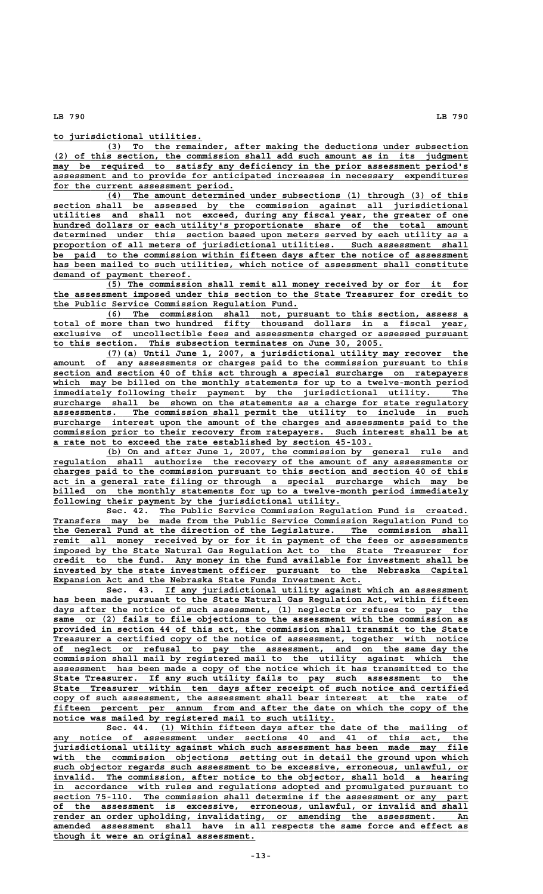to jurisdictional utilities.

(3) To the remainder, after making the deductions under subsection (2) of this section, the commission shall add such amount as in its judgment may be required to satisfy any deficiency in the prior assessment period's assessment and to provide for anticipated increases in necessary expenditures for the current assessment period.

(4) The amount determined under subsections (1) through (3) of this section shall be assessed by the commission against all jurisdictional utilities and shall not exceed, during any fiscal year, the greater of one hundred dollars or each utility's proportionate share of the total amount determined under this section based upon meters served by each utility as a proportion of all meters of jurisdictional utilities. Such assessment shall be paid to the commission within fifteen days after the notice of assessment has been mailed to such utilities, which notice of assessment shall constitute demand of payment thereof.

(5) The commission shall remit all money received by or for it for the assessment imposed under this section to the State Treasurer for credit to the Public Service Commission Regulation Fund.

(6) The commission shall not, pursuant to this section, assess a total of more than two hundred fifty thousand dollars in a fiscal year, exclusive of uncollectible fees and assessments charged or assessed pursuant to this section. This subsection terminates on June 30, 2005.

(7)(a) Until June 1, 2007, a jurisdictional utility may recover the amount of any assessments or charges paid to the commission pursuant to this section and section 40 of this act through a special surcharge on ratepayers which may be billed on the monthly statements for up to a twelve-month period immediately following their payment by the jurisdictional utility. The surcharge shall be shown on the statements as a charge for state regulatory assessments. The commission shall permit the utility to include in such surcharge interest upon the amount of the charges and assessments paid to the commission prior to their recovery from ratepayers. Such interest shall be at a rate not to exceed the rate established by section 45-103.

(b) On and after June 1, 2007, the commission by general rule and regulation shall authorize the recovery of the amount of any assessments or charges paid to the commission pursuant to this section and section 40 of this act in a general rate filing or through a special surcharge which may be billed on the monthly statements for up to a twelve-month period immediately following their payment by the jurisdictional utility.

Sec. 42. The Public Service Commission Regulation Fund is created. Transfers may be made from the Public Service Commission Regulation Fund to the General Fund at the direction of the Legislature. The commission shall remit all money received by or for it in payment of the fees or assessments imposed by the State Natural Gas Regulation Act to the State Treasurer for credit to the fund. Any money in the fund available for investment shall be invested by the state investment officer pursuant to the Nebraska Capital Expansion Act and the Nebraska State Funds Investment Act.

Sec. 43. If any jurisdictional utility against which an assessment has been made pursuant to the State Natural Gas Regulation Act, within fifteen days after the notice of such assessment, (1) neglects or refuses to pay the same or (2) fails to file objections to the assessment with the commission as provided in section 44 of this act, the commission shall transmit to the State Treasurer a certified copy of the notice of assessment, together with notice of neglect or refusal to pay the assessment, and on the same day the commission shall mail by registered mail to the utility against which the assessment has been made a copy of the notice which it has transmitted to the State Treasurer. If any such utility fails to pay such assessment to the State Treasurer within ten days after receipt of such notice and certified copy of such assessment, the assessment shall bear interest at the rate of fifteen percent per annum from and after the date on which the copy of the notice was mailed by registered mail to such utility.

Sec. 44. (1) Within fifteen days after the date of the mailing of any notice of assessment under sections 40 and 41 of this act, the jurisdictional utility against which such assessment has been made may file with the commission objections setting out in detail the ground upon which such objector regards such assessment to be excessive, erroneous, unlawful, or invalid. The commission, after notice to the objector, shall hold a hearing in accordance with rules and regulations adopted and promulgated pursuant to section 75-110. The commission shall determine if the assessment or any part of the assessment is excessive, erroneous, unlawful, or invalid and shall render an order upholding, invalidating, or amending the assessment. An amended assessment shall have in all respects the same force and effect as though it were an original assessment.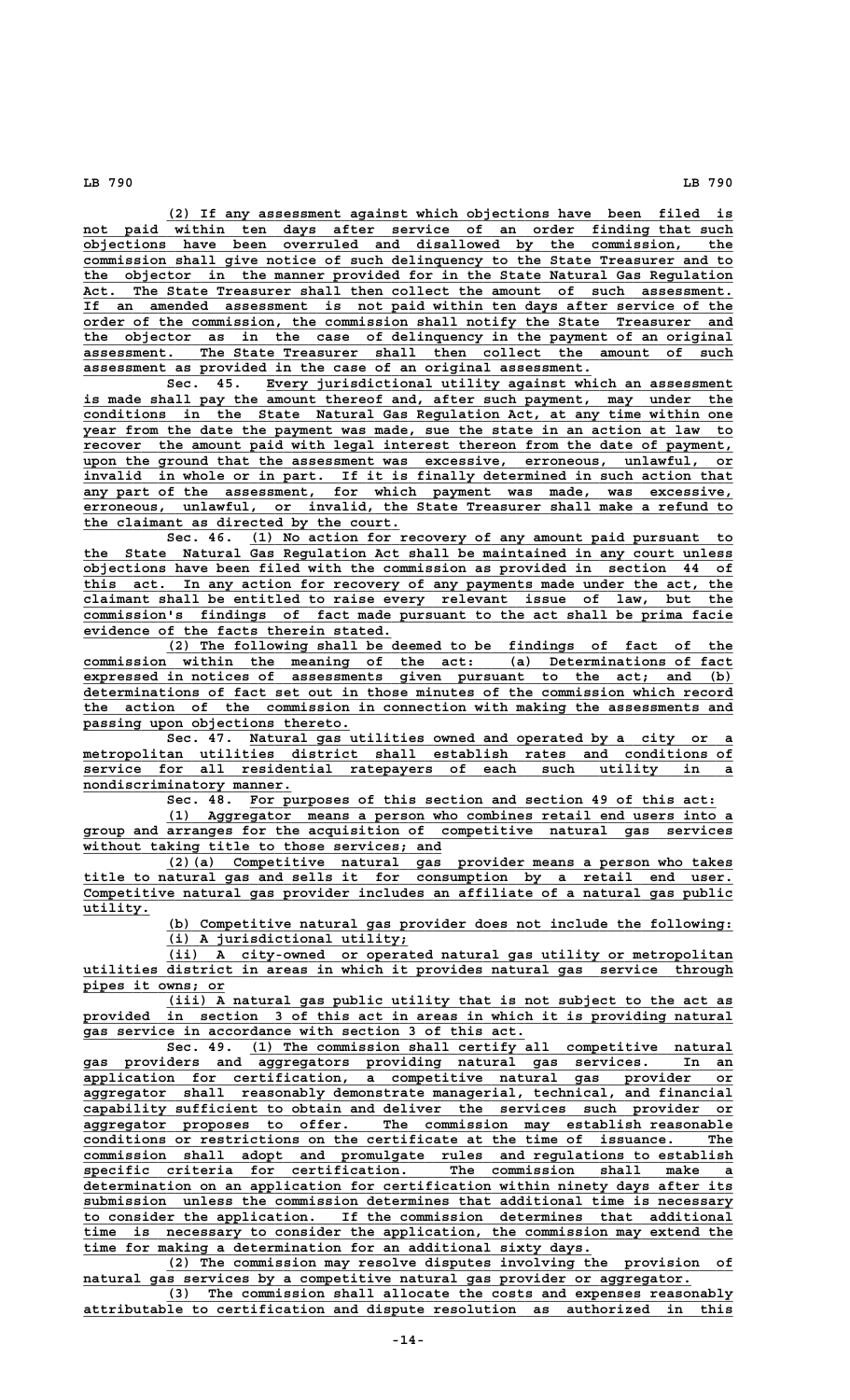(2) If any assessment against which objections have been filed is not paid within ten days after service of an order finding that such objections have been overruled and disallowed by the commission, the commission shall give notice of such delinquency to the State Treasurer and to the objector in the manner provided for in the State Natural Gas Regulation Act. The State Treasurer shall then collect the amount of such assessment. If an amended assessment is not paid within ten days after service of the order of the commission, the commission shall notify the State Treasurer and the objector as in the case of delinquency in the payment of an original assessment. The State Treasurer shall then collect the amount of such assessment as provided in the case of an original assessment.

Sec. 45. Every jurisdictional utility against which an assessment is made shall pay the amount thereof and, after such payment, may under the conditions in the State Natural Gas Regulation Act, at any time within one year from the date the payment was made, sue the state in an action at law to recover the amount paid with legal interest thereon from the date of payment, upon the ground that the assessment was excessive, erroneous, unlawful, or invalid in whole or in part. If it is finally determined in such action that any part of the assessment, for which payment was made, was excessive, erroneous, unlawful, or invalid, the State Treasurer shall make a refund to the claimant as directed by the court.

Sec. 46. (1) No action for recovery of any amount paid pursuant to the State Natural Gas Regulation Act shall be maintained in any court unless objections have been filed with the commission as provided in section 44 of this act. In any action for recovery of any payments made under the act, the claimant shall be entitled to raise every relevant issue of law, but the commission's findings of fact made pursuant to the act shall be prima facie evidence of the facts therein stated.

(2) The following shall be deemed to be findings of fact of the commission within the meaning of the act: (a) Determinations of fact expressed in notices of assessments given pursuant to the act; and (b) determinations of fact set out in those minutes of the commission which record the action of the commission in connection with making the assessments and passing upon objections thereto.

Sec. 47. Natural gas utilities owned and operated by a city or a metropolitan utilities district shall establish rates and conditions of service for all residential ratepayers of each such utility in a nondiscriminatory manner.

Sec. 48. For purposes of this section and section 49 of this act:

(1) Aggregator means a person who combines retail end users into a group and arranges for the acquisition of competitive natural gas services without taking title to those services; and

(2)(a) Competitive natural gas provider means a person who takes title to natural gas and sells it for consumption by a retail end user. Competitive natural gas provider includes an affiliate of a natural gas public utility.

(b) Competitive natural gas provider does not include the following:

(i) A jurisdictional utility;

(ii) A city-owned or operated natural gas utility or metropolitan utilities district in areas in which it provides natural gas service through pipes it owns; or

(iii) A natural gas public utility that is not subject to the act as provided in section 3 of this act in areas in which it is providing natural gas service in accordance with section 3 of this act.

Sec. 49. (1) The commission shall certify all competitive natural gas providers and aggregators providing natural gas services. In an application for certification, a competitive natural gas provider or aggregator shall reasonably demonstrate managerial, technical, and financial capability sufficient to obtain and deliver the services such provider or aggregator proposes to offer. The commission may establish reasonable conditions or restrictions on the certificate at the time of issuance. The commission shall adopt and promulgate rules and regulations to establish specific criteria for certification. The commission shall make a determination on an application for certification within ninety days after its submission unless the commission determines that additional time is necessary to consider the application. If the commission determines that additional time is necessary to consider the application, the commission may extend the time for making a determination for an additional sixty days.

(2) The commission may resolve disputes involving the provision of natural gas services by a competitive natural gas provider or aggregator.

(3) The commission shall allocate the costs and expenses reasonably attributable to certification and dispute resolution as authorized in this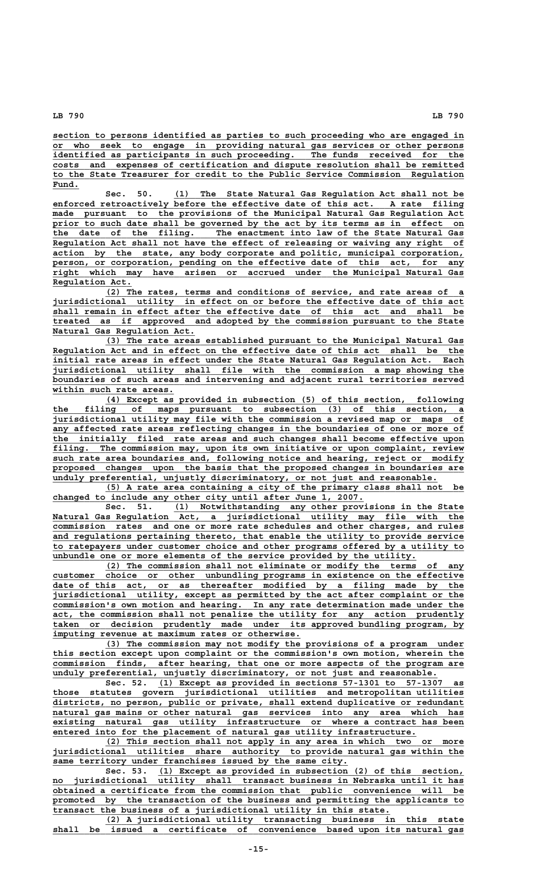section to persons identified as parties to such proceeding who are engaged in or who seek to engage in providing natural gas services or other persons identified as participants in such proceeding. The funds received for the costs and expenses of certification and dispute resolution shall be remitted to the State Treasurer for credit to the Public Service Commission Regulation Fund.

Sec. 50. (1) The State Natural Gas Regulation Act shall not be enforced retroactively before the effective date of this act. A rate filing made pursuant to the provisions of the Municipal Natural Gas Regulation Act prior to such date shall be governed by the act by its terms as in effect on the date of the filing. The enactment into law of the State Natural Gas Regulation Act shall not have the effect of releasing or waiving any right of action by the state, any body corporate and politic, municipal corporation, person, or corporation, pending on the effective date of this act, for any right which may have arisen or accrued under the Municipal Natural Gas Regulation Act.

(2) The rates, terms and conditions of service, and rate areas of a jurisdictional utility in effect on or before the effective date of this act shall remain in effect after the effective date of this act and shall be treated as if approved and adopted by the commission pursuant to the State Natural Gas Regulation Act.

(3) The rate areas established pursuant to the Municipal Natural Gas Regulation Act and in effect on the effective date of this act shall be the initial rate areas in effect under the State Natural Gas Regulation Act. Each jurisdictional utility shall file with the commission a map showing the boundaries of such areas and intervening and adjacent rural territories served within such rate areas.

(4) Except as provided in subsection (5) of this section, following the filing of maps pursuant to subsection (3) of this section, a jurisdictional utility may file with the commission a revised map or maps of any affected rate areas reflecting changes in the boundaries of one or more of the initially filed rate areas and such changes shall become effective upon filing. The commission may, upon its own initiative or upon complaint, review such rate area boundaries and, following notice and hearing, reject or modify proposed changes upon the basis that the proposed changes in boundaries are unduly preferential, unjustly discriminatory, or not just and reasonable.

(5) A rate area containing a city of the primary class shall not be changed to include any other city until after June 1, 2007.

Sec. 51. (1) Notwithstanding any other provisions in the State Natural Gas Regulation Act, a jurisdictional utility may file with the commission rates and one or more rate schedules and other charges, and rules and regulations pertaining thereto, that enable the utility to provide service to ratepayers under customer choice and other programs offered by a utility to unbundle one or more elements of the service provided by the utility.

(2) The commission shall not eliminate or modify the terms of any customer choice or other unbundling programs in existence on the effective date of this act, or as thereafter modified by a filing made by the jurisdictional utility, except as permitted by the act after complaint or the commission's own motion and hearing. In any rate determination made under the act, the commission shall not penalize the utility for any action prudently taken or decision prudently made under its approved bundling program, by imputing revenue at maximum rates or otherwise.

(3) The commission may not modify the provisions of a program under this section except upon complaint or the commission's own motion, wherein the commission finds, after hearing, that one or more aspects of the program are unduly preferential, unjustly discriminatory, or not just and reasonable.

Sec. 52. (1) Except as provided in sections 57-1301 to 57-1307 as those statutes govern jurisdictional utilities and metropolitan utilities districts, no person, public or private, shall extend duplicative or redundant natural gas mains or other natural gas services into any area which has existing natural gas utility infrastructure or where a contract has been entered into for the placement of natural gas utility infrastructure.

(2) This section shall not apply in any area in which two or more jurisdictional utilities share authority to provide natural gas within the same territory under franchises issued by the same city.

Sec. 53. (1) Except as provided in subsection (2) of this section, no jurisdictional utility shall transact business in Nebraska until it has obtained a certificate from the commission that public convenience will be promoted by the transaction of the business and permitting the applicants to transact the business of a jurisdictional utility in this state.

(2) A jurisdictional utility transacting business in this state shall be issued a certificate of convenience based upon its natural gas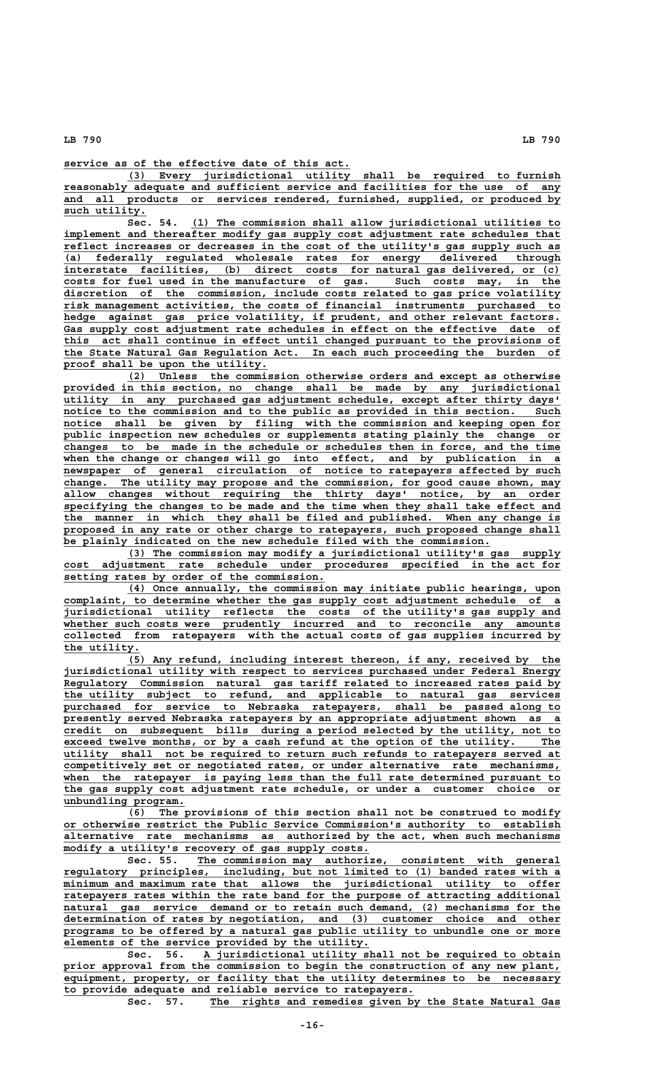service as of the effective date of this act.

(3) Every jurisdictional utility shall be required to furnish reasonably adequate and sufficient service and facilities for the use of any and all products or services rendered, furnished, supplied, or produced by such utility.

Sec. 54. (1) The commission shall allow jurisdictional utilities to implement and thereafter modify gas supply cost adjustment rate schedules that reflect increases or decreases in the cost of the utility's gas supply such as (a) federally regulated wholesale rates for energy delivered through interstate facilities, (b) direct costs for natural gas delivered, or (c) costs for fuel used in the manufacture of gas. Such costs may, in the discretion of the commission, include costs related to gas price volatility risk management activities, the costs of financial instruments purchased to hedge against gas price volatility, if prudent, and other relevant factors. Gas supply cost adjustment rate schedules in effect on the effective date of this act shall continue in effect until changed pursuant to the provisions of the State Natural Gas Regulation Act. In each such proceeding the burden of proof shall be upon the utility.

(2) Unless the commission otherwise orders and except as otherwise provided in this section, no change shall be made by any jurisdictional utility in any purchased gas adjustment schedule, except after thirty days' notice to the commission and to the public as provided in this section. Such notice shall be given by filing with the commission and keeping open for public inspection new schedules or supplements stating plainly the change or changes to be made in the schedule or schedules then in force, and the time when the change or changes will go into effect, and by publication in a newspaper of general circulation of notice to ratepayers affected by such change. The utility may propose and the commission, for good cause shown, may allow changes without requiring the thirty days' notice, by an order specifying the changes to be made and the time when they shall take effect and the manner in which they shall be filed and published. When any change is proposed in any rate or other charge to ratepayers, such proposed change shall be plainly indicated on the new schedule filed with the commission.

(3) The commission may modify a jurisdictional utility's gas supply cost adjustment rate schedule under procedures specified in the act for setting rates by order of the commission.

(4) Once annually, the commission may initiate public hearings, upon complaint, to determine whether the gas supply cost adjustment schedule of a jurisdictional utility reflects the costs of the utility's gas supply and whether such costs were prudently incurred and to reconcile any amounts collected from ratepayers with the actual costs of gas supplies incurred by the utility.

(5) Any refund, including interest thereon, if any, received by the jurisdictional utility with respect to services purchased under Federal Energy Regulatory Commission natural gas tariff related to increased rates paid by the utility subject to refund, and applicable to natural gas services purchased for service to Nebraska ratepayers, shall be passed along to presently served Nebraska ratepayers by an appropriate adjustment shown as a credit on subsequent bills during a period selected by the utility, not to exceed twelve months, or by a cash refund at the option of the utility. The utility shall not be required to return such refunds to ratepayers served at competitively set or negotiated rates, or under alternative rate mechanisms, when the ratepayer is paying less than the full rate determined pursuant to the gas supply cost adjustment rate schedule, or under a customer choice or unbundling program.

(6) The provisions of this section shall not be construed to modify or otherwise restrict the Public Service Commission's authority to establish alternative rate mechanisms as authorized by the act, when such mechanisms modify a utility's recovery of gas supply costs.

Sec. 55. The commission may authorize, consistent with general regulatory principles, including, but not limited to (1) banded rates with a minimum and maximum rate that allows the jurisdictional utility to offer ratepayers rates within the rate band for the purpose of attracting additional natural gas service demand or to retain such demand, (2) mechanisms for the determination of rates by negotiation, and (3) customer choice and other programs to be offered by a natural gas public utility to unbundle one or more elements of the service provided by the utility.

Sec. 56. A jurisdictional utility shall not be required to obtain prior approval from the commission to begin the construction of any new plant, equipment, property, or facility that the utility determines to be necessary to provide adequate and reliable service to ratepayers.

Sec. 57. The rights and remedies given by the State Natural Gas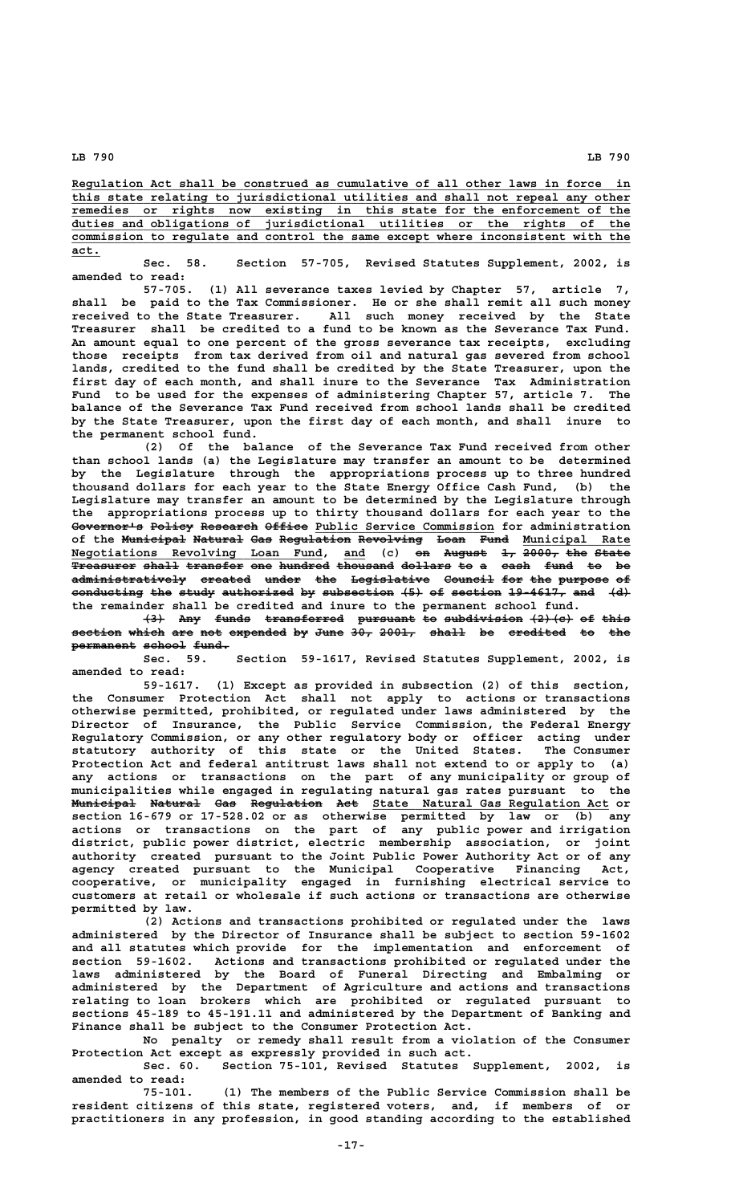Regulation Act shall be construed as cumulative of all other laws in force in this state relating to jurisdictional utilities and shall not repeal any other remedies or rights now existing in this state for the enforcement of the duties and obligations of jurisdictional utilities or the rights of the commission to regulate and control the same except where inconsistent with the act.

Sec. 58. Section 57-705, Revised Statutes Supplement, 2002, is amended to read:

57-705. (1) All severance taxes levied by Chapter 57, article 7, shall be paid to the Tax Commissioner. He or she shall remit all such money received to the State Treasurer. All such money received by the State Treasurer shall be credited to a fund to be known as the Severance Tax Fund. An amount equal to one percent of the gross severance tax receipts, excluding those receipts from tax derived from oil and natural gas severed from school lands, credited to the fund shall be credited by the State Treasurer, upon the first day of each month, and shall inure to the Severance Tax Administration Fund to be used for the expenses of administering Chapter 57, article 7. The balance of the Severance Tax Fund received from school lands shall be credited by the State Treasurer, upon the first day of each month, and shall inure to the permanent school fund.

(2) Of the balance of the Severance Tax Fund received from other than school lands (a) the Legislature may transfer an amount to be determined by the Legislature through the appropriations process up to three hundred thousand dollars for each year to the State Energy Office Cash Fund, (b) the Legislature may transfer an amount to be determined by the Legislature through the appropriations process up to thirty thousand dollars for each year to the ~~Governor's Policy Research Office~~ Public Service Commission for administration of the ~~Municipal Natural Gas Regulation Revolving Loan Fund~~ Municipal Rate Negotiations Revolving Loan Fund, and (c) ~~on August 1, 2000, the State Treasurer shall transfer one hundred thousand dollars to a cash fund to be administratively created under the Legislative Council for the purpose of conducting the study authorized by subsection (5) of section 19-4617, and (d)~~ the remainder shall be credited and inure to the permanent school fund.

~~(3) Any funds transferred pursuant to subdivision (2)(c) of this section which are not expended by June 30, 2001, shall be credited to the permanent school fund.~~

Sec. 59. Section 59-1617, Revised Statutes Supplement, 2002, is amended to read:

59-1617. (1) Except as provided in subsection (2) of this section, the Consumer Protection Act shall not apply to actions or transactions otherwise permitted, prohibited, or regulated under laws administered by the Director of Insurance, the Public Service Commission, the Federal Energy Regulatory Commission, or any other regulatory body or officer acting under statutory authority of this state or the United States. The Consumer Protection Act and federal antitrust laws shall not extend to or apply to (a) any actions or transactions on the part of any municipality or group of municipalities while engaged in regulating natural gas rates pursuant to the ~~Municipal Natural Gas Regulation Act~~ State Natural Gas Regulation Act or section 16-679 or 17-528.02 or as otherwise permitted by law or (b) any actions or transactions on the part of any public power and irrigation district, public power district, electric membership association, or joint authority created pursuant to the Joint Public Power Authority Act or of any agency created pursuant to the Municipal Cooperative Financing Act, cooperative, or municipality engaged in furnishing electrical service to customers at retail or wholesale if such actions or transactions are otherwise permitted by law.

(2) Actions and transactions prohibited or regulated under the laws administered by the Director of Insurance shall be subject to section 59-1602 and all statutes which provide for the implementation and enforcement of section 59-1602. Actions and transactions prohibited or regulated under the laws administered by the Board of Funeral Directing and Embalming or administered by the Department of Agriculture and actions and transactions relating to loan brokers which are prohibited or regulated pursuant to sections 45-189 to 45-191.11 and administered by the Department of Banking and Finance shall be subject to the Consumer Protection Act.

No penalty or remedy shall result from a violation of the Consumer Protection Act except as expressly provided in such act.

Sec. 60. Section 75-101, Revised Statutes Supplement, 2002, is amended to read:

75-101. (1) The members of the Public Service Commission shall be resident citizens of this state, registered voters, and, if members of or practitioners in any profession, in good standing according to the established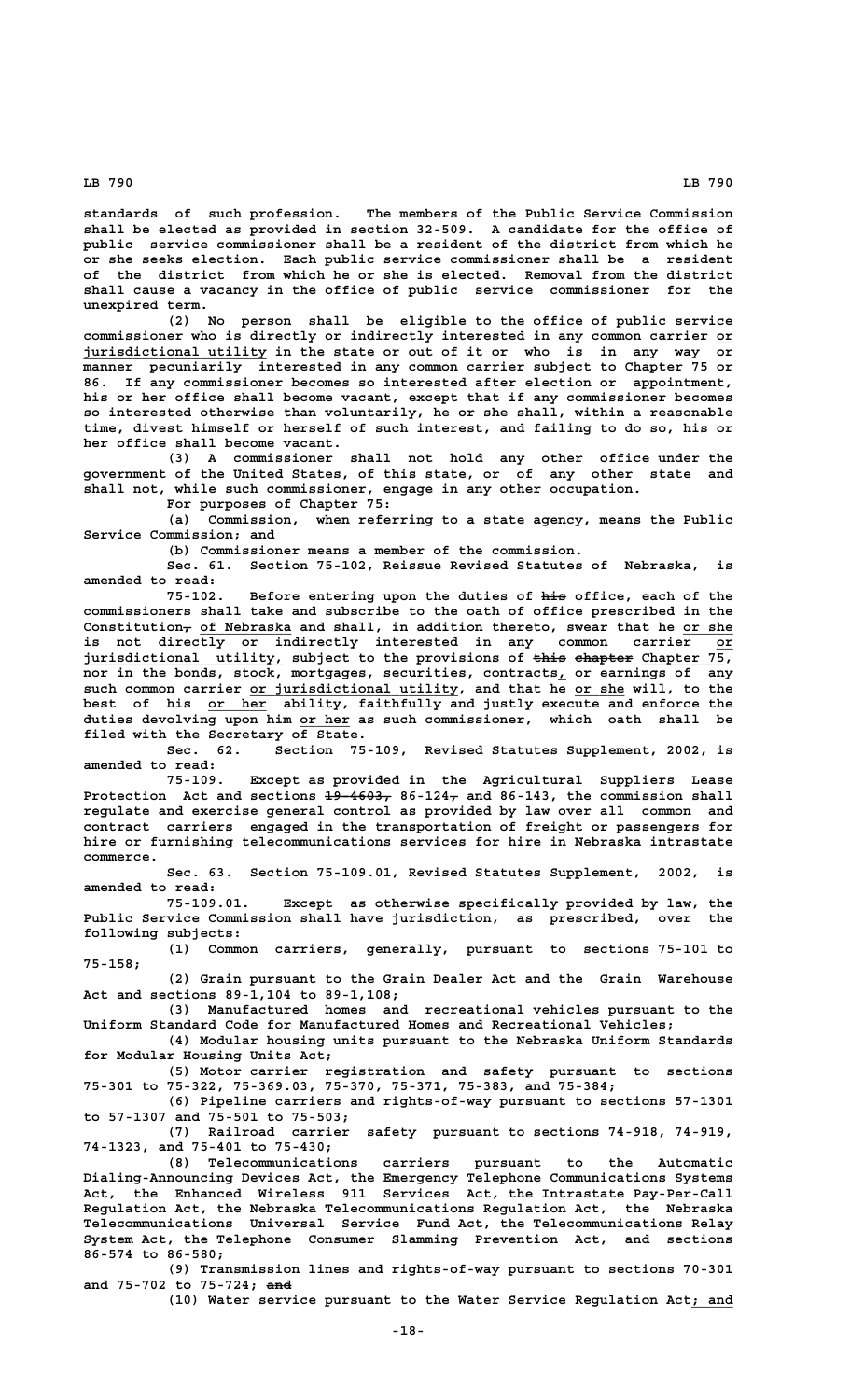standards of such profession. The members of the Public Service Commission shall be elected as provided in section 32-509. A candidate for the office of public service commissioner shall be a resident of the district from which he or she seeks election. Each public service commissioner shall be a resident of the district from which he or she is elected. Removal from the district shall cause a vacancy in the office of public service commissioner for the unexpired term.

(2) No person shall be eligible to the office of public service commissioner who is directly or indirectly interested in any common carrier or jurisdictional utility in the state or out of it or who is in any way or manner pecuniarily interested in any common carrier subject to Chapter 75 or 86. If any commissioner becomes so interested after election or appointment, his or her office shall become vacant, except that if any commissioner becomes so interested otherwise than voluntarily, he or she shall, within a reasonable time, divest himself or herself of such interest, and failing to do so, his or her office shall become vacant.

(3) A commissioner shall not hold any other office under the government of the United States, of this state, or of any other state and shall not, while such commissioner, engage in any other occupation.

For purposes of Chapter 75:

(a) Commission, when referring to a state agency, means the Public Service Commission; and

(b) Commissioner means a member of the commission.

Sec. 61. Section 75-102, Reissue Revised Statutes of Nebraska, is amended to read:

75-102. Before entering upon the duties of ~~his~~ office, each of the commissioners shall take and subscribe to the oath of office prescribed in the Constitution~~,~~ of Nebraska and shall, in addition thereto, swear that he or she is not directly or indirectly interested in any common carrier or jurisdictional utility, subject to the provisions of ~~this chapter~~ Chapter 75, nor in the bonds, stock, mortgages, securities, contracts, or earnings of any such common carrier or jurisdictional utility, and that he or she will, to the best of his or her ability, faithfully and justly execute and enforce the duties devolving upon him or her as such commissioner, which oath shall be filed with the Secretary of State.

Sec. 62. Section 75-109, Revised Statutes Supplement, 2002, is amended to read:

75-109. Except as provided in the Agricultural Suppliers Lease Protection Act and sections ~~19-4603,~~ 86-124~~,~~ and 86-143, the commission shall regulate and exercise general control as provided by law over all common and contract carriers engaged in the transportation of freight or passengers for hire or furnishing telecommunications services for hire in Nebraska intrastate commerce.

Sec. 63. Section 75-109.01, Revised Statutes Supplement, 2002, is amended to read:

75-109.01. Except as otherwise specifically provided by law, the Public Service Commission shall have jurisdiction, as prescribed, over the following subjects:

(1) Common carriers, generally, pursuant to sections 75-101 to 75-158;

(2) Grain pursuant to the Grain Dealer Act and the Grain Warehouse Act and sections 89-1,104 to 89-1,108;

(3) Manufactured homes and recreational vehicles pursuant to the Uniform Standard Code for Manufactured Homes and Recreational Vehicles;

(4) Modular housing units pursuant to the Nebraska Uniform Standards for Modular Housing Units Act;

(5) Motor carrier registration and safety pursuant to sections 75-301 to 75-322, 75-369.03, 75-370, 75-371, 75-383, and 75-384;

(6) Pipeline carriers and rights-of-way pursuant to sections 57-1301 to 57-1307 and 75-501 to 75-503;

(7) Railroad carrier safety pursuant to sections 74-918, 74-919, 74-1323, and 75-401 to 75-430;

(8) Telecommunications carriers pursuant to the Automatic Dialing-Announcing Devices Act, the Emergency Telephone Communications Systems Act, the Enhanced Wireless 911 Services Act, the Intrastate Pay-Per-Call Regulation Act, the Nebraska Telecommunications Regulation Act, the Nebraska Telecommunications Universal Service Fund Act, the Telecommunications Relay System Act, the Telephone Consumer Slamming Prevention Act, and sections 86-574 to 86-580;

(9) Transmission lines and rights-of-way pursuant to sections 70-301 and 75-702 to 75-724; ~~and~~

(10) Water service pursuant to the Water Service Regulation Act; and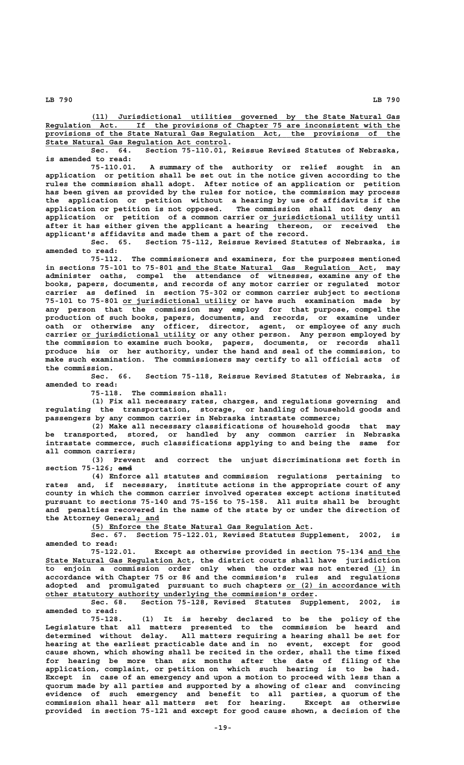(11) Jurisdictional utilities governed by the State Natural Gas Regulation Act. If the provisions of Chapter 75 are inconsistent with the provisions of the State Natural Gas Regulation Act, the provisions of the State Natural Gas Regulation Act control.

Sec. 64. Section 75-110.01, Reissue Revised Statutes of Nebraska, is amended to read:

75-110.01. A summary of the authority or relief sought in an application or petition shall be set out in the notice given according to the rules the commission shall adopt. After notice of an application or petition has been given as provided by the rules for notice, the commission may process the application or petition without a hearing by use of affidavits if the application or petition is not opposed. The commission shall not deny an application or petition of a common carrier or jurisdictional utility until after it has either given the applicant a hearing thereon, or received the applicant's affidavits and made them a part of the record.

Sec. 65. Section 75-112, Reissue Revised Statutes of Nebraska, is amended to read:

75-112. The commissioners and examiners, for the purposes mentioned in sections 75-101 to 75-801 and the State Natural Gas Regulation Act, may administer oaths, compel the attendance of witnesses, examine any of the books, papers, documents, and records of any motor carrier or regulated motor carrier as defined in section 75-302 or common carrier subject to sections 75-101 to 75-801 or jurisdictional utility or have such examination made by any person that the commission may employ for that purpose, compel the production of such books, papers, documents, and records, or examine under oath or otherwise any officer, director, agent, or employee of any such carrier or jurisdictional utility or any other person. Any person employed by the commission to examine such books, papers, documents, or records shall produce his or her authority, under the hand and seal of the commission, to make such examination. The commissioners may certify to all official acts of the commission.

Sec. 66. Section 75-118, Reissue Revised Statutes of Nebraska, is amended to read:

75-118. The commission shall:

(1) Fix all necessary rates, charges, and regulations governing and regulating the transportation, storage, or handling of household goods and passengers by any common carrier in Nebraska intrastate commerce;

(2) Make all necessary classifications of household goods that may be transported, stored, or handled by any common carrier in Nebraska intrastate commerce, such classifications applying to and being the same for all common carriers;

(3) Prevent and correct the unjust discriminations set forth in section 75-126; and

(4) Enforce all statutes and commission regulations pertaining to rates and, if necessary, institute actions in the appropriate court of any county in which the common carrier involved operates except actions instituted pursuant to sections 75-140 and 75-156 to 75-158. All suits shall be brought and penalties recovered in the name of the state by or under the direction of the Attorney General; and

(5) Enforce the State Natural Gas Regulation Act.

Sec. 67. Section 75-122.01, Revised Statutes Supplement, 2002, is amended to read:

75-122.01. Except as otherwise provided in section 75-134 and the State Natural Gas Regulation Act, the district courts shall have jurisdiction to enjoin a commission order only when the order was not entered (1) in accordance with Chapter 75 or 86 and the commission's rules and regulations adopted and promulgated pursuant to such chapters or (2) in accordance with other statutory authority underlying the commission's order.

Sec. 68. Section 75-128, Revised Statutes Supplement, 2002, is amended to read:

75-128. (1) It is hereby declared to be the policy of the Legislature that all matters presented to the commission be heard and determined without delay. All matters requiring a hearing shall be set for hearing at the earliest practicable date and in no event, except for good cause shown, which showing shall be recited in the order, shall the time fixed for hearing be more than six months after the date of filing of the application, complaint, or petition on which such hearing is to be had. Except in case of an emergency and upon a motion to proceed with less than a quorum made by all parties and supported by a showing of clear and convincing evidence of such emergency and benefit to all parties, a quorum of the commission shall hear all matters set for hearing. Except as otherwise provided in section 75-121 and except for good cause shown, a decision of the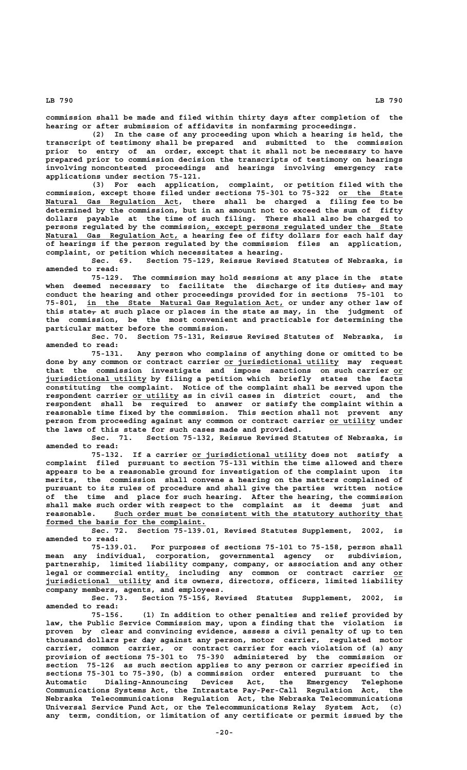commission shall be made and filed within thirty days after completion of the hearing or after submission of affidavits in nonfarming proceedings.

(2) In the case of any proceeding upon which a hearing is held, the transcript of testimony shall be prepared and submitted to the commission prior to entry of an order, except that it shall not be necessary to have prepared prior to commission decision the transcripts of testimony on hearings involving noncontested proceedings and hearings involving emergency rate applications under section 75-121.

(3) For each application, complaint, or petition filed with the commission, except those filed under sections 75-301 to 75-322 or the State Natural Gas Regulation Act, there shall be charged a filing fee to be determined by the commission, but in an amount not to exceed the sum of fifty dollars payable at the time of such filing. There shall also be charged to persons regulated by the commission, except persons regulated under the State Natural Gas Regulation Act, a hearing fee of fifty dollars for each half day of hearings if the person regulated by the commission files an application, complaint, or petition which necessitates a hearing.

Sec. 69. Section 75-129, Reissue Revised Statutes of Nebraska, is amended to read:

75-129. The commission may hold sessions at any place in the state when deemed necessary to facilitate the discharge of its duties, and may conduct the hearing and other proceedings provided for in sections 75-101 to 75-801, in the State Natural Gas Regulation Act, or under any other law of this state, at such place or places in the state as may, in the judgment of the commission, be the most convenient and practicable for determining the particular matter before the commission.

Sec. 70. Section 75-131, Reissue Revised Statutes of Nebraska, is amended to read:

75-131. Any person who complains of anything done or omitted to be done by any common or contract carrier or jurisdictional utility may request that the commission investigate and impose sanctions on such carrier or jurisdictional utility by filing a petition which briefly states the facts constituting the complaint. Notice of the complaint shall be served upon the respondent carrier or utility as in civil cases in district court, and the respondent shall be required to answer or satisfy the complaint within a reasonable time fixed by the commission. This section shall not prevent any person from proceeding against any common or contract carrier or utility under the laws of this state for such cases made and provided.

Sec. 71. Section 75-132, Reissue Revised Statutes of Nebraska, is amended to read:

75-132. If a carrier or jurisdictional utility does not satisfy a complaint filed pursuant to section 75-131 within the time allowed and there appears to be a reasonable ground for investigation of the complaint upon its merits, the commission shall convene a hearing on the matters complained of pursuant to its rules of procedure and shall give the parties written notice of the time and place for such hearing. After the hearing, the commission shall make such order with respect to the complaint as it deems just and reasonable. Such order must be consistent with the statutory authority that formed the basis for the complaint.

Sec. 72. Section 75-139.01, Revised Statutes Supplement, 2002, is amended to read:

75-139.01. For purposes of sections 75-101 to 75-158, person shall mean any individual, corporation, governmental agency or subdivision, partnership, limited liability company, company, or association and any other legal or commercial entity, including any common or contract carrier or jurisdictional utility and its owners, directors, officers, limited liability company members, agents, and employees.

Sec. 73. Section 75-156, Revised Statutes Supplement, 2002, is amended to read:

75-156. (1) In addition to other penalties and relief provided by law, the Public Service Commission may, upon a finding that the violation is proven by clear and convincing evidence, assess a civil penalty of up to ten thousand dollars per day against any person, motor carrier, regulated motor carrier, common carrier, or contract carrier for each violation of (a) any provision of sections 75-301 to 75-390 administered by the commission or section 75-126 as such section applies to any person or carrier specified in sections 75-301 to 75-390, (b) a commission order entered pursuant to the Automatic Dialing-Announcing Devices Act, the Emergency Telephone Communications Systems Act, the Intrastate Pay-Per-Call Regulation Act, the Nebraska Telecommunications Regulation Act, the Nebraska Telecommunications Universal Service Fund Act, or the Telecommunications Relay System Act, (c) any term, condition, or limitation of any certificate or permit issued by the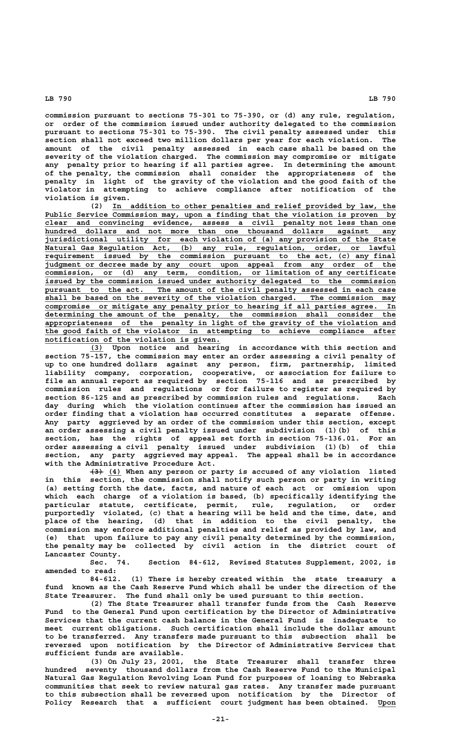commission pursuant to sections 75-301 to 75-390, or (d) any rule, regulation, or order of the commission issued under authority delegated to the commission pursuant to sections 75-301 to 75-390. The civil penalty assessed under this section shall not exceed two million dollars per year for each violation. The amount of the civil penalty assessed in each case shall be based on the severity of the violation charged. The commission may compromise or mitigate any penalty prior to hearing if all parties agree. In determining the amount of the penalty, the commission shall consider the appropriateness of the penalty in light of the gravity of the violation and the good faith of the violator in attempting to achieve compliance after notification of the violation is given.

(2) In addition to other penalties and relief provided by law, the Public Service Commission may, upon a finding that the violation is proven by clear and convincing evidence, assess a civil penalty not less than one hundred dollars and not more than one thousand dollars against any jurisdictional utility for each violation of (a) any provision of the State Natural Gas Regulation Act, (b) any rule, regulation, order, or lawful requirement issued by the commission pursuant to the act, (c) any final judgment or decree made by any court upon appeal from any order of the commission, or (d) any term, condition, or limitation of any certificate issued by the commission issued under authority delegated to the commission pursuant to the act. The amount of the civil penalty assessed in each case shall be based on the severity of the violation charged. The commission may compromise or mitigate any penalty prior to hearing if all parties agree. In determining the amount of the penalty, the commission shall consider the appropriateness of the penalty in light of the gravity of the violation and the good faith of the violator in attempting to achieve compliance after notification of the violation is given.

(3) Upon notice and hearing in accordance with this section and section 75-157, the commission may enter an order assessing a civil penalty of up to one hundred dollars against any person, firm, partnership, limited liability company, corporation, cooperative, or association for failure to file an annual report as required by section 75-116 and as prescribed by commission rules and regulations or for failure to register as required by section 86-125 and as prescribed by commission rules and regulations. Each day during which the violation continues after the commission has issued an order finding that a violation has occurred constitutes a separate offense. Any party aggrieved by an order of the commission under this section, except an order assessing a civil penalty issued under subdivision (1)(b) of this section, has the rights of appeal set forth in section 75-136.01. For an order assessing a civil penalty issued under subdivision (1)(b) of this section, any party aggrieved may appeal. The appeal shall be in accordance with the Administrative Procedure Act.

~~(3)~~ (4) When any person or party is accused of any violation listed in this section, the commission shall notify such person or party in writing (a) setting forth the date, facts, and nature of each act or omission upon which each charge of a violation is based, (b) specifically identifying the particular statute, certificate, permit, rule, regulation, or order purportedly violated, (c) that a hearing will be held and the time, date, and place of the hearing, (d) that in addition to the civil penalty, the commission may enforce additional penalties and relief as provided by law, and (e) that upon failure to pay any civil penalty determined by the commission, the penalty may be collected by civil action in the district court of Lancaster County.

Sec. 74. Section 84-612, Revised Statutes Supplement, 2002, is amended to read:

84-612. (1) There is hereby created within the state treasury a fund known as the Cash Reserve Fund which shall be under the direction of the State Treasurer. The fund shall only be used pursuant to this section.

(2) The State Treasurer shall transfer funds from the Cash Reserve Fund to the General Fund upon certification by the Director of Administrative Services that the current cash balance in the General Fund is inadequate to meet current obligations. Such certification shall include the dollar amount to be transferred. Any transfers made pursuant to this subsection shall be reversed upon notification by the Director of Administrative Services that sufficient funds are available.

(3) On July 23, 2001, the State Treasurer shall transfer three hundred seventy thousand dollars from the Cash Reserve Fund to the Municipal Natural Gas Regulation Revolving Loan Fund for purposes of loaning to Nebraska communities that seek to review natural gas rates. Any transfer made pursuant to this subsection shall be reversed upon notification by the Director of Policy Research that a sufficient court judgment has been obtained. Upon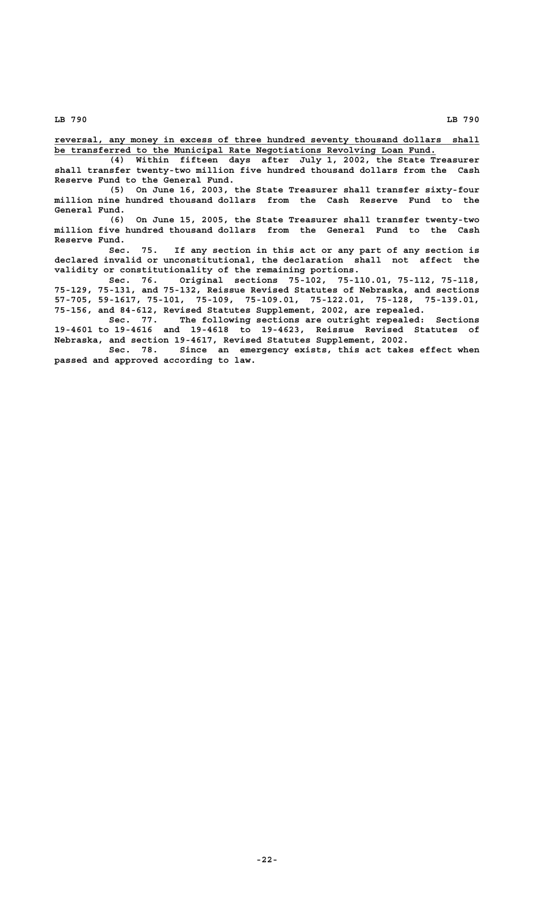reversal, any money in excess of three hundred seventy thousand dollars shall be transferred to the Municipal Rate Negotiations Revolving Loan Fund.

(4) Within fifteen days after July 1, 2002, the State Treasurer shall transfer twenty-two million five hundred thousand dollars from the Cash Reserve Fund to the General Fund.

(5) On June 16, 2003, the State Treasurer shall transfer sixty-four million nine hundred thousand dollars from the Cash Reserve Fund to the General Fund.

(6) On June 15, 2005, the State Treasurer shall transfer twenty-two million five hundred thousand dollars from the General Fund to the Cash Reserve Fund.

Sec. 75. If any section in this act or any part of any section is declared invalid or unconstitutional, the declaration shall not affect the validity or constitutionality of the remaining portions.

Sec. 76. Original sections 75-102, 75-110.01, 75-112, 75-118, 75-129, 75-131, and 75-132, Reissue Revised Statutes of Nebraska, and sections 57-705, 59-1617, 75-101, 75-109, 75-109.01, 75-122.01, 75-128, 75-139.01, 75-156, and 84-612, Revised Statutes Supplement, 2002, are repealed.

Sec. 77. The following sections are outright repealed: Sections 19-4601 to 19-4616 and 19-4618 to 19-4623, Reissue Revised Statutes of Nebraska, and section 19-4617, Revised Statutes Supplement, 2002.

Sec. 78. Since an emergency exists, this act takes effect when passed and approved according to law.